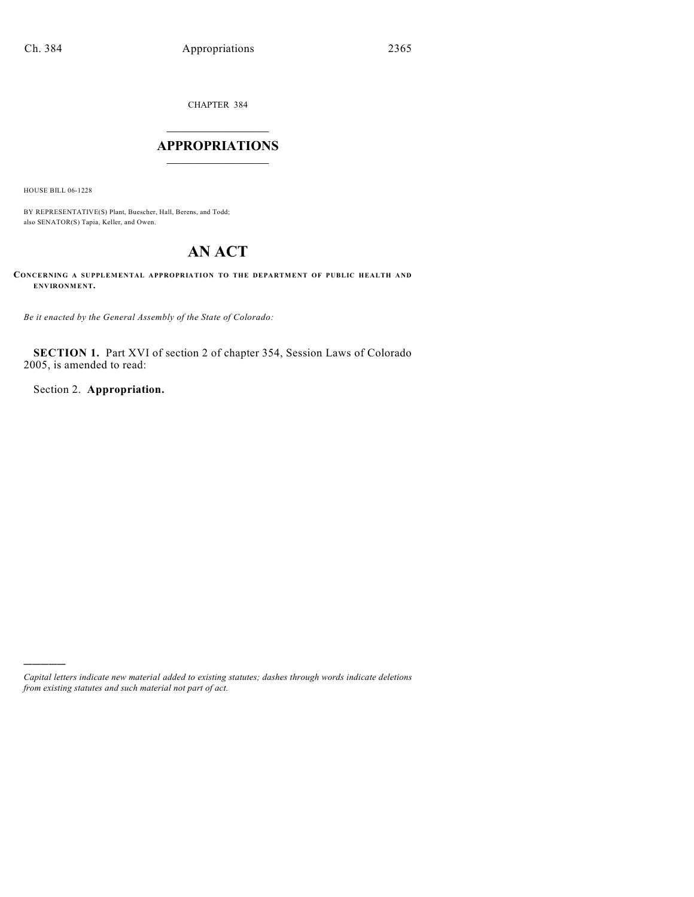CHAPTER 384

# APPROPRIATIONS

HOUSE BILL 06-1228

BY REPRESENTATIVE(S) Plant, Buescher, Hall, Berens, and Todd;
also SENATOR(S) Tapia, Keller, and Owen.

# AN ACT

**CONCERNING A SUPPLEMENTAL APPROPRIATION TO THE DEPARTMENT OF PUBLIC HEALTH AND ENVIRONMENT.**

*Be it enacted by the General Assembly of the State of Colorado:*

**SECTION 1.** Part XVI of section 2 of chapter 354, Session Laws of Colorado 2005, is amended to read:

Section 2. **Appropriation.**

---

*Capital letters indicate new material added to existing statutes; dashes through words indicate deletions from existing statutes and such material not part of act.*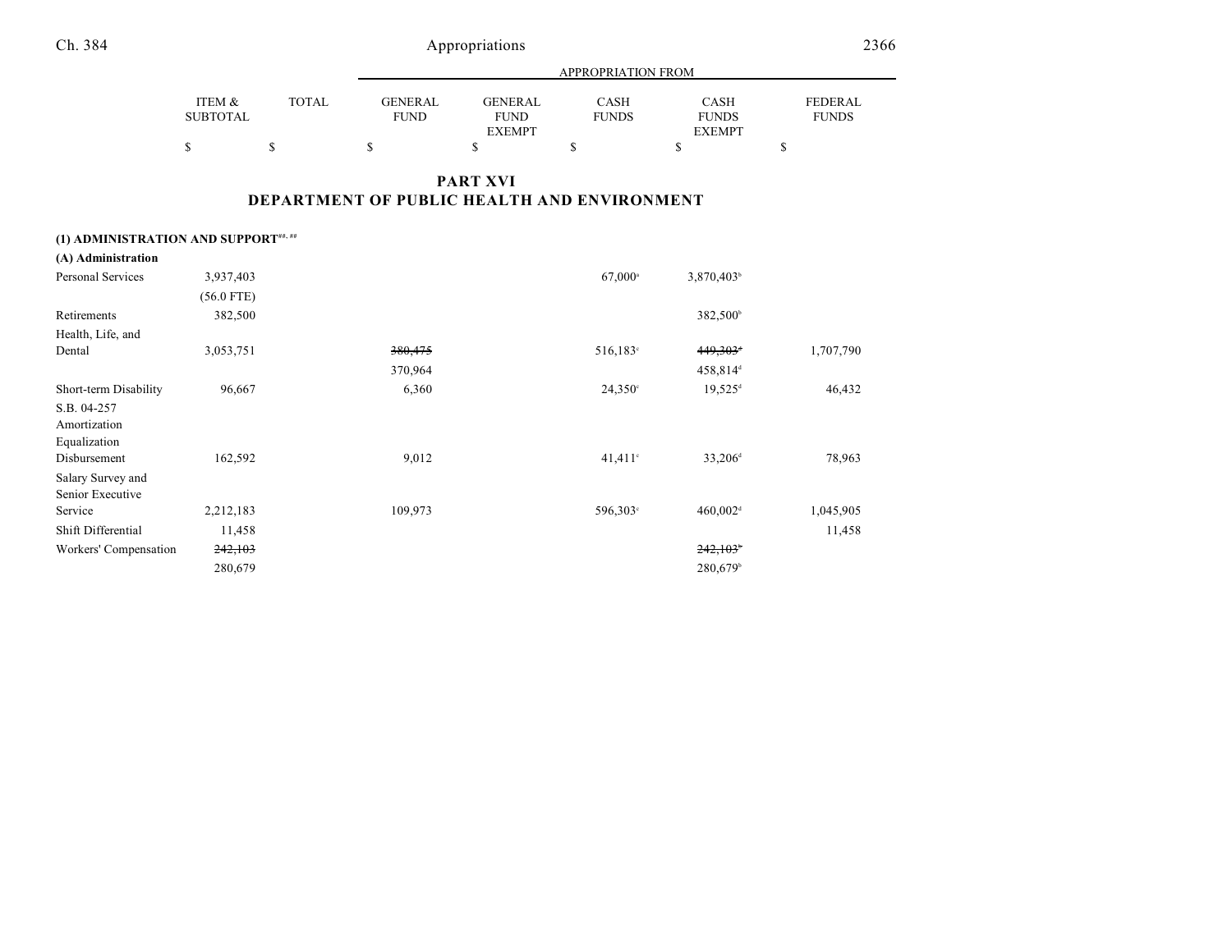# PART XVI
## DEPARTMENT OF PUBLIC HEALTH AND ENVIRONMENT

| | ITEM & SUBTOTAL | TOTAL | GENERAL FUND | GENERAL FUND EXEMPT | CASH FUNDS | CASH FUNDS EXEMPT | FEDERAL FUNDS |
|---|---|---|---|---|---|---|---|
| | $ | $ | $ | $ | $ | $ | $ |
| **(1) ADMINISTRATION AND SUPPORT**[##, ##] | | | | | | | |
| **(A) Administration** | | | | | | | |
| Personal Services | 3,937,403 | | | | 67,000[a] | 3,870,403[b] | |
| | (56.0 FTE) | | | | | | |
| Retirements | 382,500 | | | | | 382,500[b] | |
| Health, Life, and Dental | 3,053,751 | | ~~380,475~~ | | 516,183[c] | ~~449,303~~[d] | 1,707,790 |
| | | | 370,964 | | | 458,814[d] | |
| Short-term Disability | 96,667 | | 6,360 | | 24,350[c] | 19,525[d] | 46,432 |
| S.B. 04-257 Amortization Equalization Disbursement | 162,592 | | 9,012 | | 41,411[c] | 33,206[d] | 78,963 |
| Salary Survey and Senior Executive Service | 2,212,183 | | 109,973 | | 596,303[c] | 460,002[d] | 1,045,905 |
| Shift Differential | 11,458 | | | | | | 11,458 |
| Workers' Compensation | ~~242,103~~ | | | | | ~~242,103~~[b] | |
| | 280,679 | | | | | 280,679[b] | |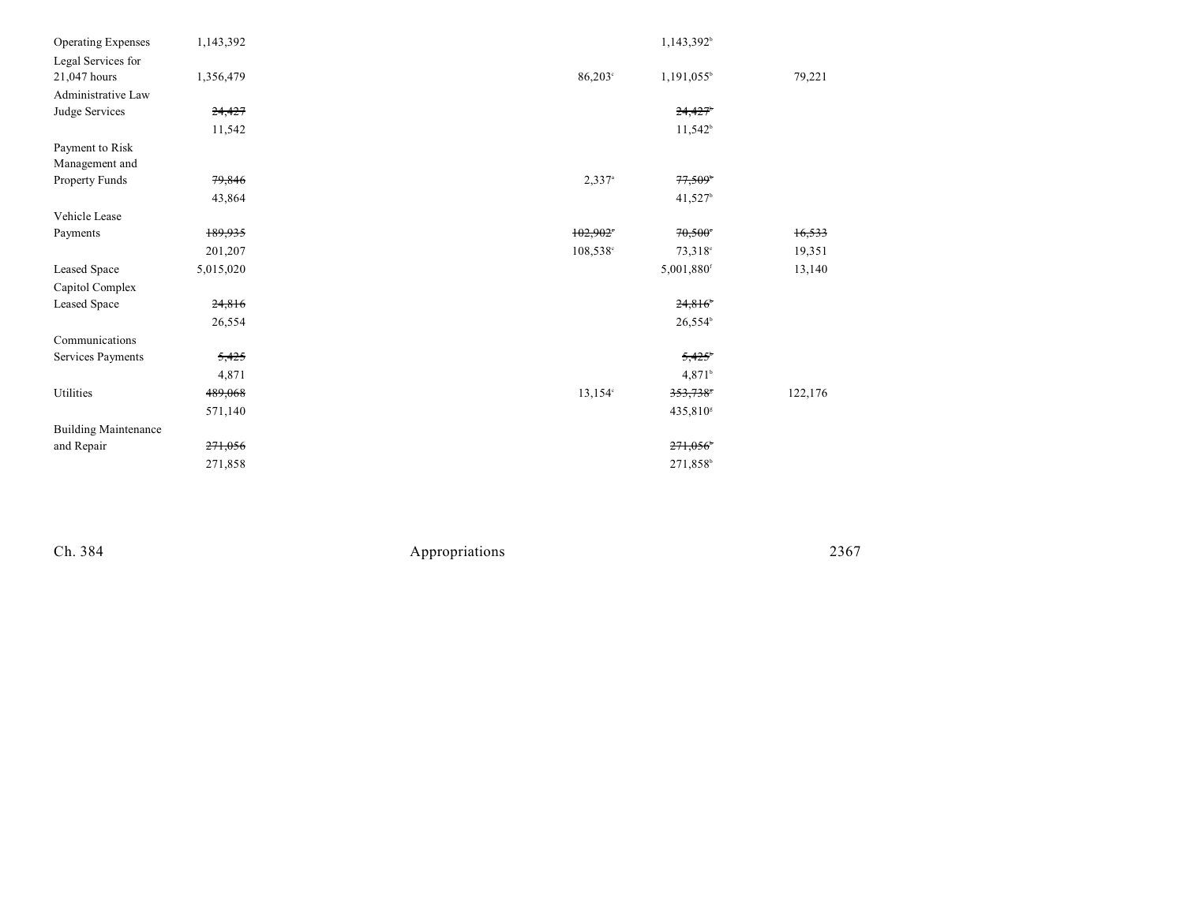| | | | | | | |
|---|---|---|---|---|---|---|
| Operating Expenses | 1,143,392 | | | 1,143,392[b] | | |
| Legal Services for 21,047 hours | 1,356,479 | | 86,203[c] | 1,191,055[b] | 79,221 | |
| Administrative Law Judge Services | ~~24,427~~ | | | ~~24,427[b]~~ | | |
| | 11,542 | | | 11,542[b] | | |
| Payment to Risk Management and Property Funds | ~~79,846~~ | | 2,337[a] | ~~77,509[b]~~ | | |
| | 43,864 | | | 41,527[b] | | |
| Vehicle Lease Payments | ~~189,935~~ | | ~~102,902[c]~~ | ~~70,500[e]~~ | ~~16,533~~ | |
| | 201,207 | | 108,538[c] | 73,318[e] | 19,351 | |
| Leased Space | 5,015,020 | | | 5,001,880[f] | 13,140 | |
| Capitol Complex Leased Space | ~~24,816~~ | | | ~~24,816[b]~~ | | |
| | 26,554 | | | 26,554[b] | | |
| Communications Services Payments | ~~5,425~~ | | | ~~5,425[b]~~ | | |
| | 4,871 | | | 4,871[b] | | |
| Utilities | ~~489,068~~ | | 13,154[c] | ~~353,738[g]~~ | 122,176 | |
| | 571,140 | | | 435,810[g] | | |
| Building Maintenance and Repair | ~~271,056~~ | | | ~~271,056[b]~~ | | |
| | 271,858 | | | 271,858[b] | | |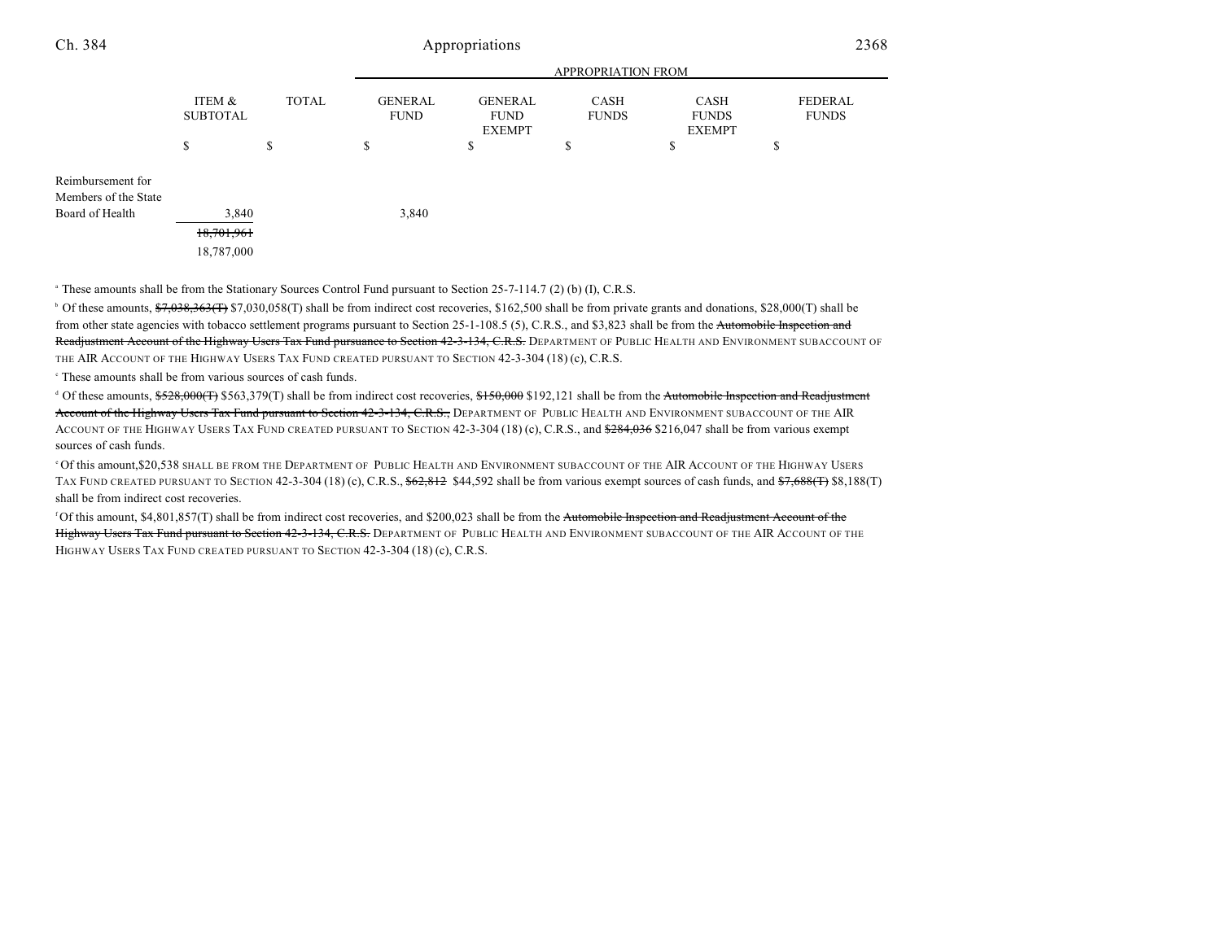| | ITEM & SUBTOTAL | TOTAL | APPROPRIATION FROM GENERAL FUND | GENERAL FUND EXEMPT | CASH FUNDS | CASH FUNDS EXEMPT | FEDERAL FUNDS |
|---|---|---|---|---|---|---|---|
| | $ | $ | $ | $ | $ | $ | $ |
| Reimbursement for Members of the State Board of Health | 3,840 | | 3,840 | | | | |
| | ~~18,701,961~~ | | | | | | |
| | 18,787,000 | | | | | | |

[a] These amounts shall be from the Stationary Sources Control Fund pursuant to Section 25-7-114.7 (2) (b) (I), C.R.S.

[b] Of these amounts, ~~$7,038,363(T)~~ $7,030,058(T) shall be from indirect cost recoveries, $162,500 shall be from private grants and donations, $28,000(T) shall be from other state agencies with tobacco settlement programs pursuant to Section 25-1-108.5 (5), C.R.S., and $3,823 shall be from the ~~Automobile Inspection and Readjustment Account of the Highway Users Tax Fund pursuance to Section 42-3-134, C.R.S.~~ DEPARTMENT OF PUBLIC HEALTH AND ENVIRONMENT SUBACCOUNT OF THE AIR ACCOUNT OF THE HIGHWAY USERS TAX FUND CREATED PURSUANT TO SECTION 42-3-304 (18) (c), C.R.S.

[c] These amounts shall be from various sources of cash funds.

[d] Of these amounts, ~~$528,000(T)~~ $563,379(T) shall be from indirect cost recoveries, ~~$150,000~~ $192,121 shall be from the ~~Automobile Inspection and Readjustment Account of the Highway Users Tax Fund pursuant to Section 42-3-134, C.R.S.,~~ DEPARTMENT OF PUBLIC HEALTH AND ENVIRONMENT SUBACCOUNT OF THE AIR ACCOUNT OF THE HIGHWAY USERS TAX FUND CREATED PURSUANT TO SECTION 42-3-304 (18) (c), C.R.S., and ~~$284,036~~ $216,047 shall be from various exempt sources of cash funds.

[e] Of this amount,$20,538 SHALL BE FROM THE DEPARTMENT OF PUBLIC HEALTH AND ENVIRONMENT SUBACCOUNT OF THE AIR ACCOUNT OF THE HIGHWAY USERS TAX FUND CREATED PURSUANT TO SECTION 42-3-304 (18) (c), C.R.S., ~~$62,812~~ $44,592 shall be from various exempt sources of cash funds, and ~~$7,688(T)~~ $8,188(T) shall be from indirect cost recoveries.

[f] Of this amount, $4,801,857(T) shall be from indirect cost recoveries, and $200,023 shall be from the ~~Automobile Inspection and Readjustment Account of the Highway Users Tax Fund pursuant to Section 42-3-134, C.R.S.~~ DEPARTMENT OF PUBLIC HEALTH AND ENVIRONMENT SUBACCOUNT OF THE AIR ACCOUNT OF THE HIGHWAY USERS TAX FUND CREATED PURSUANT TO SECTION 42-3-304 (18) (c), C.R.S.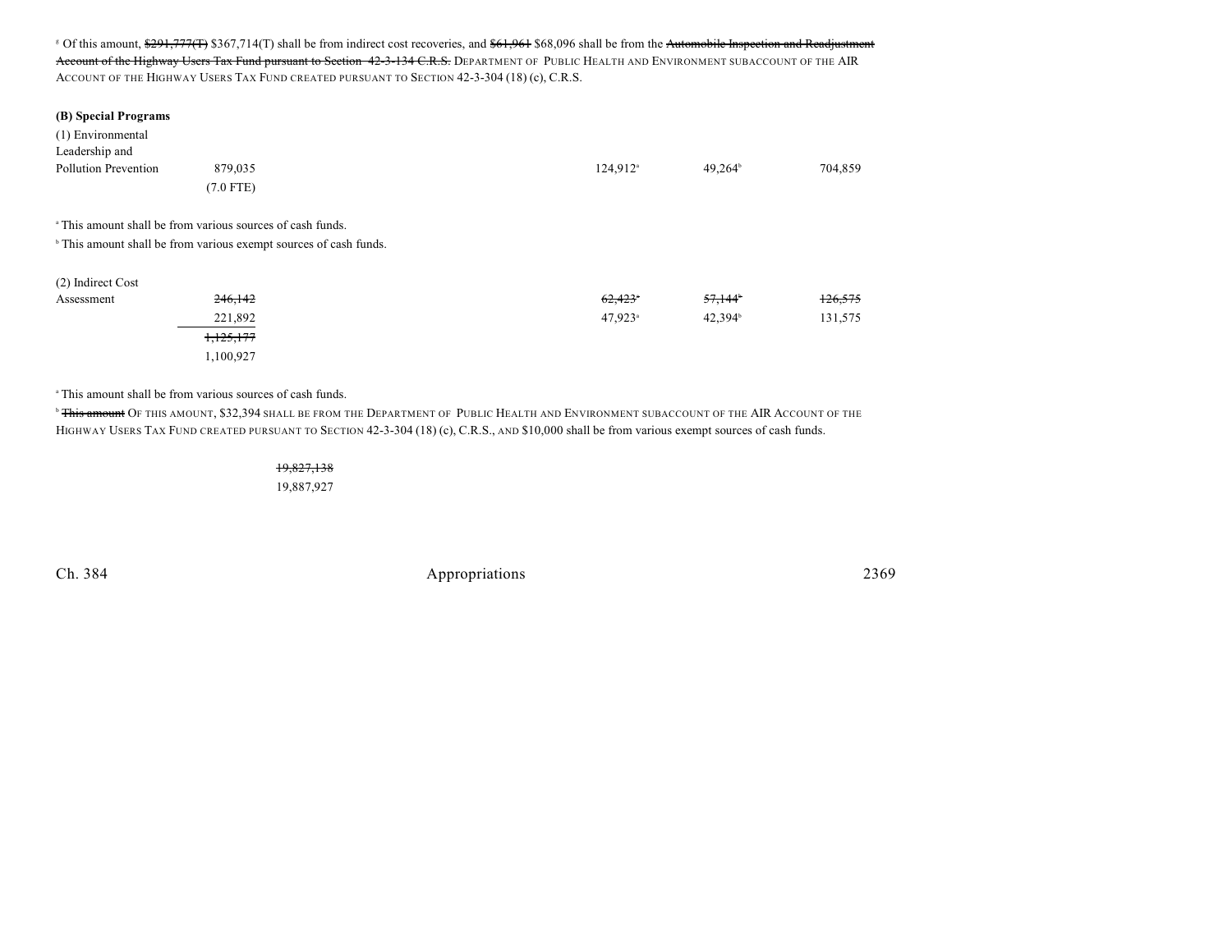[g] Of this amount, ~~$291,777(T)~~ $367,714(T) shall be from indirect cost recoveries, and ~~$61,961~~ $68,096 shall be from the ~~Automobile Inspection and Readjustment Account of the Highway Users Tax Fund pursuant to Section 42-3-134 C.R.S.~~ DEPARTMENT OF PUBLIC HEALTH AND ENVIRONMENT SUBACCOUNT OF THE AIR ACCOUNT OF THE HIGHWAY USERS TAX FUND CREATED PURSUANT TO SECTION 42-3-304 (18) (c), C.R.S.

**(B) Special Programs**

| | | | | |
|---|---|---|---|---|
| (1) Environmental Leadership and Pollution Prevention | 879,035 (7.0 FTE) | 124,912[a] | 49,264[b] | 704,859 |

[a] This amount shall be from various sources of cash funds.

[b] This amount shall be from various exempt sources of cash funds.

| | | | | |
|---|---|---|---|---|
| (2) Indirect Cost Assessment | ~~246,142~~ | ~~62,423[a]~~ | ~~57,144[b]~~ | ~~126,575~~ |
| | 221,892 | 47,923[a] | 42,394[b] | 131,575 |
| | ~~1,125,177~~ | | | |
| | 1,100,927 | | | |

[a] This amount shall be from various sources of cash funds.

[b] ~~This amount~~ OF THIS AMOUNT, $32,394 SHALL BE FROM THE DEPARTMENT OF PUBLIC HEALTH AND ENVIRONMENT SUBACCOUNT OF THE AIR ACCOUNT OF THE HIGHWAY USERS TAX FUND CREATED PURSUANT TO SECTION 42-3-304 (18) (c), C.R.S., AND $10,000 shall be from various exempt sources of cash funds.

~~19,827,138~~

19,887,927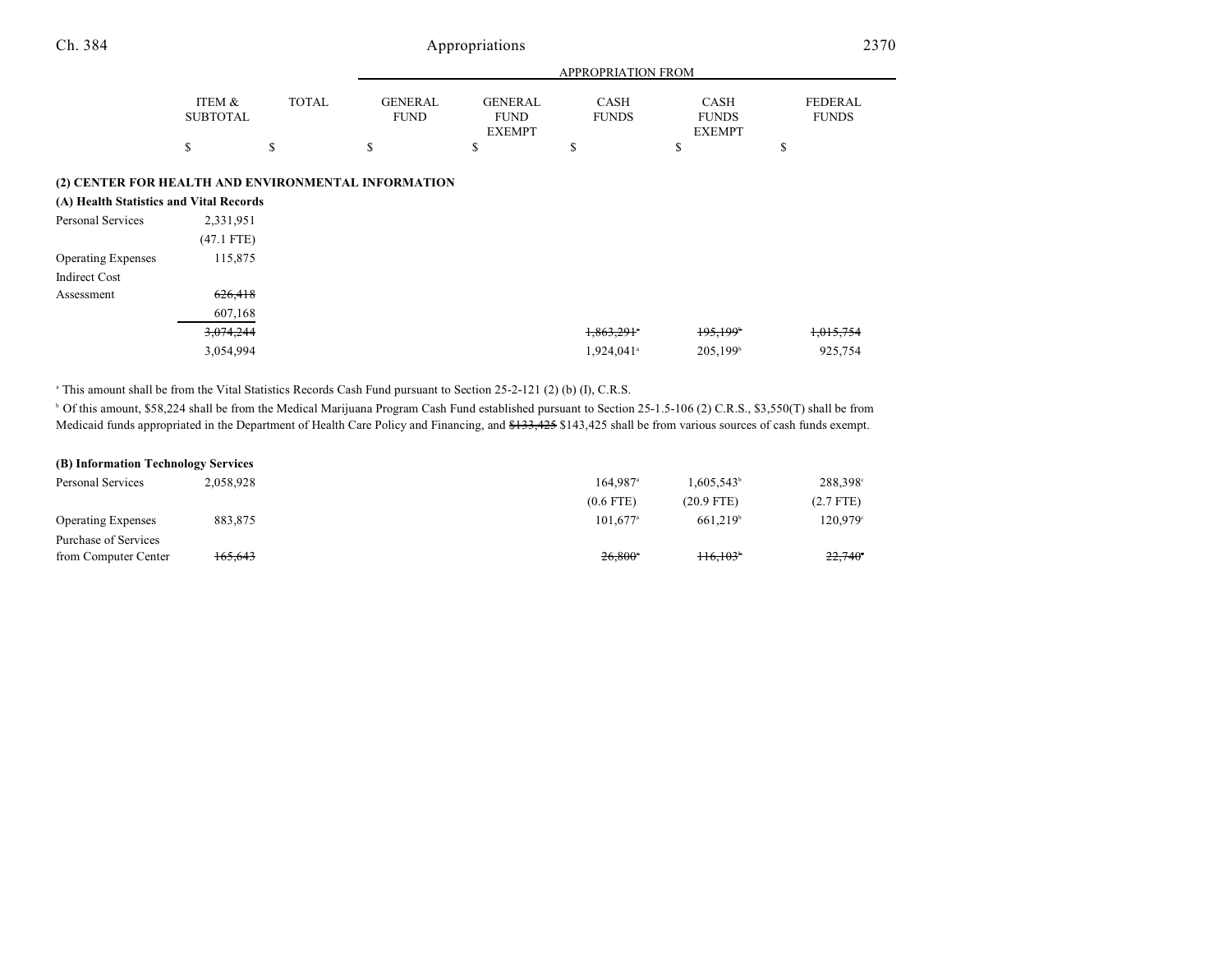| | ITEM & SUBTOTAL | TOTAL | APPROPRIATION FROM GENERAL FUND | GENERAL FUND EXEMPT | CASH FUNDS | CASH FUNDS EXEMPT | FEDERAL FUNDS |
|---|---|---|---|---|---|---|---|
| | $ | $ | $ | $ | $ | $ | $ |

**(2) CENTER FOR HEALTH AND ENVIRONMENTAL INFORMATION**

**(A) Health Statistics and Vital Records**

| | ITEM & SUBTOTAL | TOTAL | GENERAL FUND | GENERAL FUND EXEMPT | CASH FUNDS | CASH FUNDS EXEMPT | FEDERAL FUNDS |
|---|---|---|---|---|---|---|---|
| Personal Services | 2,331,951 | | | | | | |
| | (47.1 FTE) | | | | | | |
| Operating Expenses | 115,875 | | | | | | |
| Indirect Cost Assessment | ~~626,418~~ | | | | | | |
| | 607,168 | | | | | | |
| | ~~3,074,244~~ | | | | ~~1,863,291~~[a] | ~~195,199~~[b] | ~~1,015,754~~ |
| | 3,054,994 | | | | 1,924,041[a] | 205,199[b] | 925,754 |

[a] This amount shall be from the Vital Statistics Records Cash Fund pursuant to Section 25-2-121 (2) (b) (I), C.R.S.

[b] Of this amount, $58,224 shall be from the Medical Marijuana Program Cash Fund established pursuant to Section 25-1.5-106 (2) C.R.S., $3,550(T) shall be from Medicaid funds appropriated in the Department of Health Care Policy and Financing, and ~~$133,425~~ $143,425 shall be from various sources of cash funds exempt.

**(B) Information Technology Services**

| | ITEM & SUBTOTAL | TOTAL | GENERAL FUND | GENERAL FUND EXEMPT | CASH FUNDS | CASH FUNDS EXEMPT | FEDERAL FUNDS |
|---|---|---|---|---|---|---|---|
| Personal Services | 2,058,928 | | | | 164,987[a] | 1,605,543[b] | 288,398[c] |
| | | | | | (0.6 FTE) | (20.9 FTE) | (2.7 FTE) |
| Operating Expenses | 883,875 | | | | 101,677[a] | 661,219[b] | 120,979[c] |
| Purchase of Services from Computer Center | ~~165,643~~ | | | | ~~26,800~~[a] | ~~116,103~~[b] | ~~22,740~~[c] |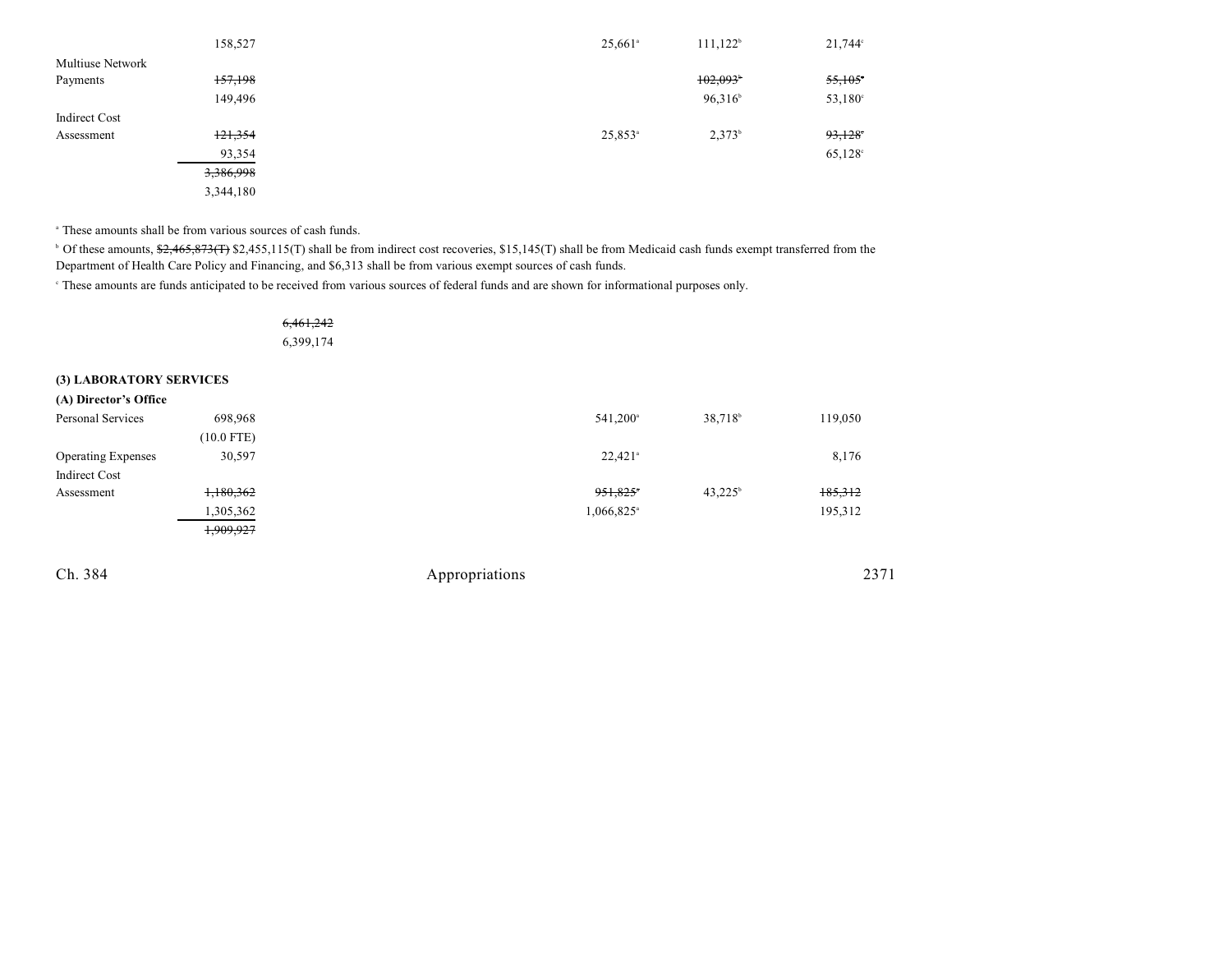| | | | | | | | |
|---|---|---|---|---|---|---|---|
| | 158,527 | | | 25,661[a] | 111,122[b] | 21,744[c] | |
| Multiuse Network Payments | ~~157,198~~ | | | | ~~102,093~~[b] | ~~55,105~~[c] | |
| | 149,496 | | | | 96,316[b] | 53,180[c] | |
| Indirect Cost Assessment | ~~121,354~~ | | | 25,853[a] | 2,373[b] | ~~93,128~~[c] | |
| | 93,354 | | | | | 65,128[c] | |
| | ~~3,386,998~~ | | | | | | |
| | 3,344,180 | | | | | | |

[a] These amounts shall be from various sources of cash funds.

[b] Of these amounts, ~~$2,465,873(T)~~ $2,455,115(T) shall be from indirect cost recoveries, $15,145(T) shall be from Medicaid cash funds exempt transferred from the Department of Health Care Policy and Financing, and $6,313 shall be from various exempt sources of cash funds.

[c] These amounts are funds anticipated to be received from various sources of federal funds and are shown for informational purposes only.

| | | | | | | | |
|---|---|---|---|---|---|---|---|
| | | ~~6,461,242~~ | | | | | |
| | | 6,399,174 | | | | | |

**(3) LABORATORY SERVICES**

**(A) Director's Office**

| | | | | | | | |
|---|---|---|---|---|---|---|---|
| Personal Services | 698,968 | | | 541,200[a] | 38,718[b] | 119,050 | |
| | (10.0 FTE) | | | | | | |
| Operating Expenses | 30,597 | | | 22,421[a] | | 8,176 | |
| Indirect Cost Assessment | ~~1,180,362~~ | | | ~~951,825~~[a] | 43,225[b] | ~~185,312~~ | |
| | 1,305,362 | | | 1,066,825[a] | | 195,312 | |
| | ~~1,909,927~~ | | | | | | |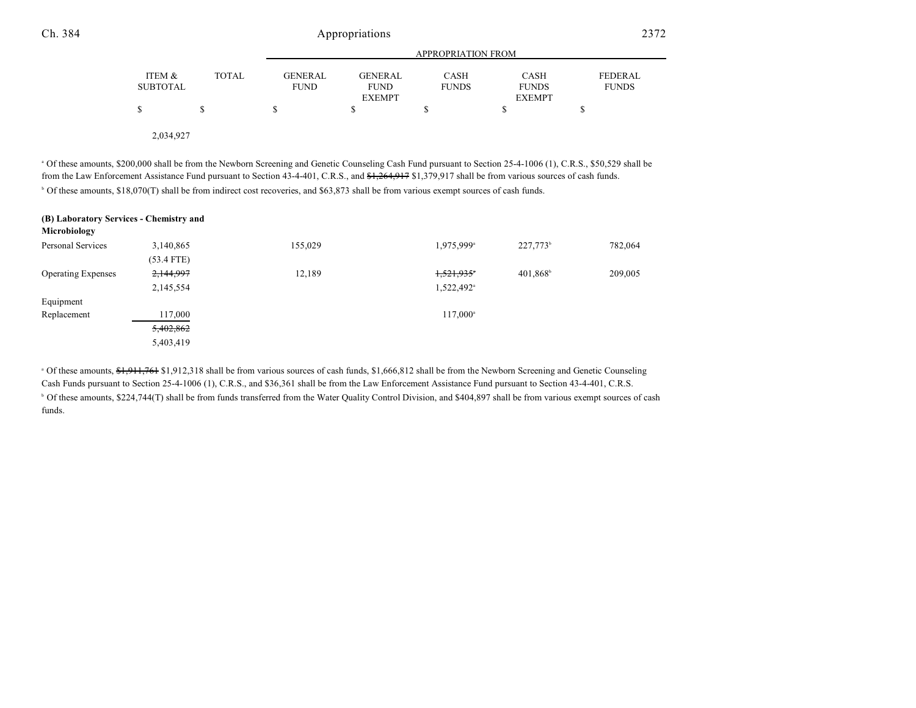| | ITEM & SUBTOTAL | TOTAL | GENERAL FUND | GENERAL FUND EXEMPT | CASH FUNDS | CASH FUNDS EXEMPT | FEDERAL FUNDS |
|---|---|---|---|---|---|---|---|
| | | | APPROPRIATION FROM | | | | |
| | $ | $ | $ | $ | $ | $ | $ |
| | 2,034,927 | | | | | | |

[a] Of these amounts, $200,000 shall be from the Newborn Screening and Genetic Counseling Cash Fund pursuant to Section 25-4-1006 (1), C.R.S., $50,529 shall be from the Law Enforcement Assistance Fund pursuant to Section 43-4-401, C.R.S., and ~~$1,264,917~~ $1,379,917 shall be from various sources of cash funds.

[b] Of these amounts, $18,070(T) shall be from indirect cost recoveries, and $63,873 shall be from various exempt sources of cash funds.

**(B) Laboratory Services - Chemistry and Microbiology**

| | ITEM & SUBTOTAL | TOTAL | GENERAL FUND | GENERAL FUND EXEMPT | CASH FUNDS | CASH FUNDS EXEMPT | FEDERAL FUNDS |
|---|---|---|---|---|---|---|---|
| Personal Services | 3,140,865 | | 155,029 | | 1,975,999[a] | 227,773[b] | 782,064 |
| | (53.4 FTE) | | | | | | |
| Operating Expenses | ~~2,144,997~~ | | 12,189 | | ~~1,521,935~~[a] | 401,868[b] | 209,005 |
| | 2,145,554 | | | | 1,522,492[a] | | |
| Equipment Replacement | 117,000 | | | | 117,000[a] | | |
| | ~~5,402,862~~ | | | | | | |
| | 5,403,419 | | | | | | |

[a] Of these amounts, ~~$1,911,761~~ $1,912,318 shall be from various sources of cash funds, $1,666,812 shall be from the Newborn Screening and Genetic Counseling Cash Funds pursuant to Section 25-4-1006 (1), C.R.S., and $36,361 shall be from the Law Enforcement Assistance Fund pursuant to Section 43-4-401, C.R.S.

[b] Of these amounts, $224,744(T) shall be from funds transferred from the Water Quality Control Division, and $404,897 shall be from various exempt sources of cash funds.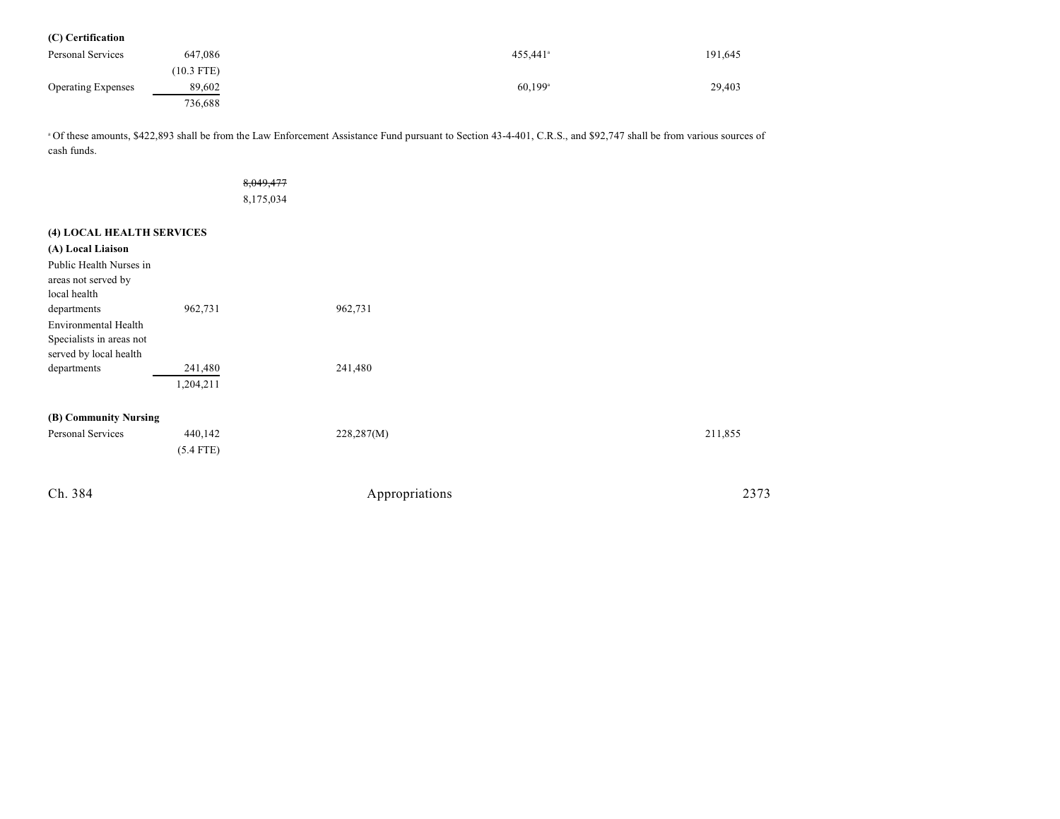| | | | | | | |
|---|---|---|---|---|---|---|
| **(C) Certification** | | | | | | |
| Personal Services | 647,086 | | | 455,441[a] | | 191,645 |
| | (10.3 FTE) | | | | | |
| Operating Expenses | 89,602 | | | 60,199[a] | | 29,403 |
| | 736,688 | | | | | |

[a] Of these amounts, $422,893 shall be from the Law Enforcement Assistance Fund pursuant to Section 43-4-401, C.R.S., and $92,747 shall be from various sources of cash funds.

| | | | | | | |
|---|---|---|---|---|---|---|
| | | ~~8,049,477~~ | | | | |
| | | 8,175,034 | | | | |

**(4) LOCAL HEALTH SERVICES**

| | | | | | | |
|---|---|---|---|---|---|---|
| **(A) Local Liaison** | | | | | | |
| Public Health Nurses in areas not served by local health departments | 962,731 | | 962,731 | | | |
| Environmental Health Specialists in areas not served by local health departments | 241,480 | | 241,480 | | | |
| | 1,204,211 | | | | | |
| **(B) Community Nursing** | | | | | | |
| Personal Services | 440,142 | | 228,287(M) | | | 211,855 |
| | (5.4 FTE) | | | | | |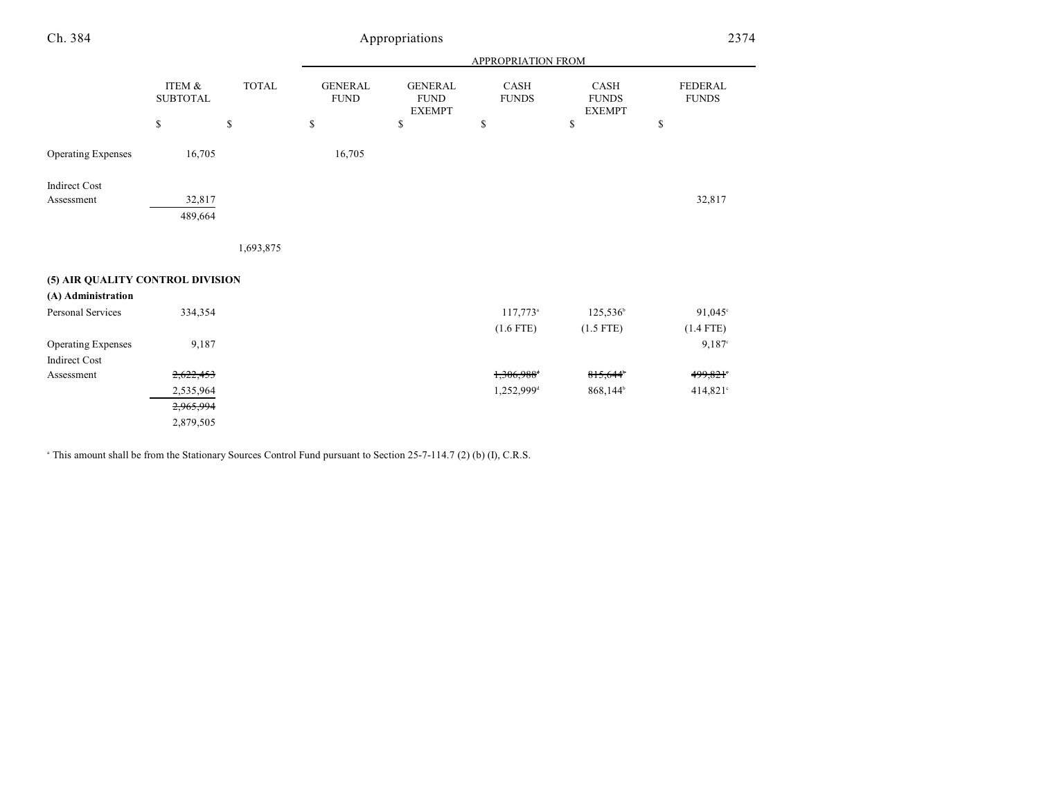| | ITEM & SUBTOTAL | TOTAL | APPROPRIATION FROM GENERAL FUND | GENERAL FUND EXEMPT | CASH FUNDS | CASH FUNDS EXEMPT | FEDERAL FUNDS |
|---|---|---|---|---|---|---|---|
| | $ | $ | $ | $ | $ | $ | $ |
| Operating Expenses | 16,705 | | 16,705 | | | | |
| Indirect Cost Assessment | 32,817 | | | | | | 32,817 |
| | 489,664 | | | | | | |
| | | 1,693,875 | | | | | |
| **(5) AIR QUALITY CONTROL DIVISION** | | | | | | | |
| **(A) Administration** | | | | | | | |
| Personal Services | 334,354 | | | | 117,773[a] | 125,536[b] | 91,045[c] |
| | | | | | (1.6 FTE) | (1.5 FTE) | (1.4 FTE) |
| Operating Expenses | 9,187 | | | | | | 9,187[c] |
| Indirect Cost Assessment | ~~2,622,453~~ | | | | ~~1,306,988~~[a] | ~~815,644~~[b] | ~~499,821~~[c] |
| | 2,535,964 | | | | 1,252,999[d] | 868,144[b] | 414,821[c] |
| | ~~2,965,994~~ | | | | | | |
| | 2,879,505 | | | | | | |

[a] This amount shall be from the Stationary Sources Control Fund pursuant to Section 25-7-114.7 (2) (b) (I), C.R.S.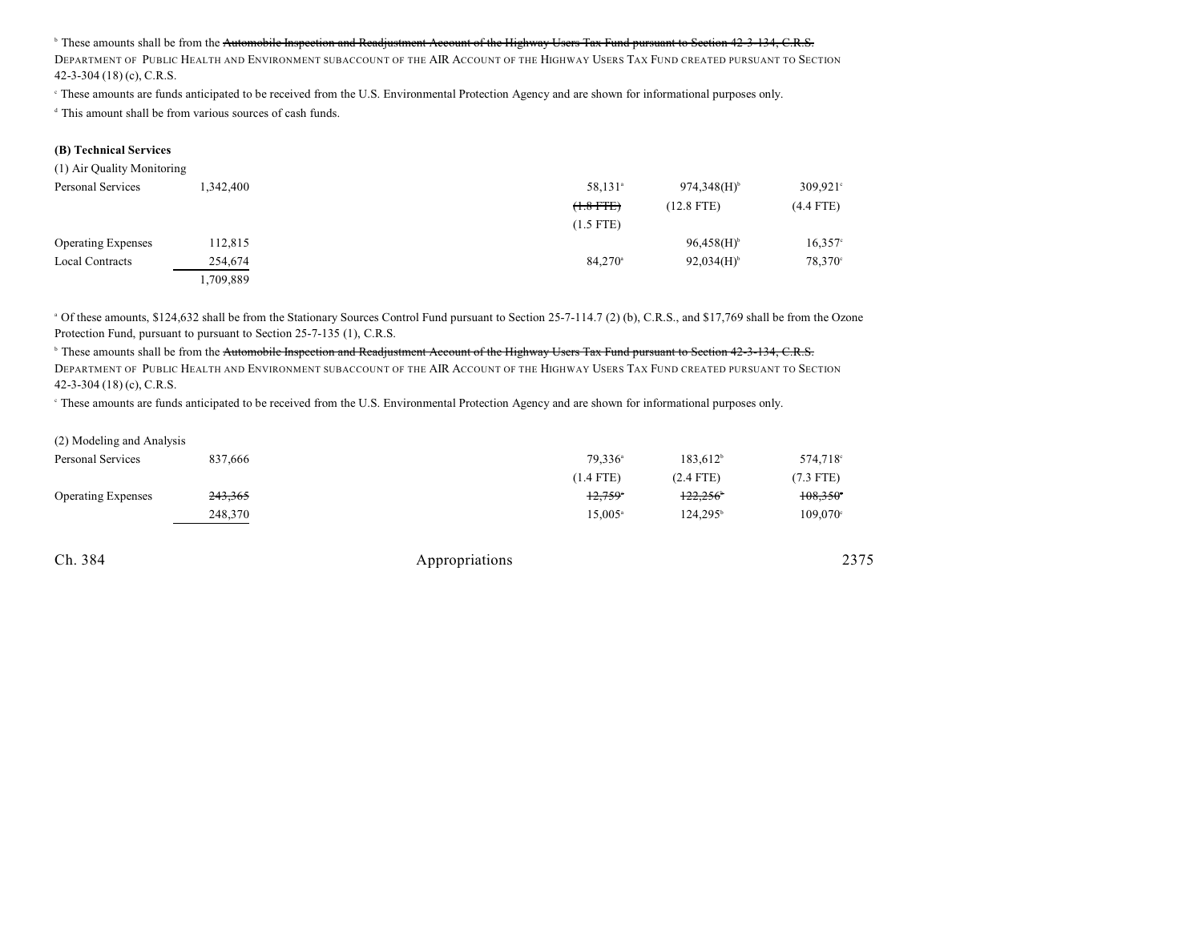[b] These amounts shall be from the ~~Automobile Inspection and Readjustment Account of the Highway Users Tax Fund pursuant to Section 42-3-134, C.R.S.~~ DEPARTMENT OF PUBLIC HEALTH AND ENVIRONMENT SUBACCOUNT OF THE AIR ACCOUNT OF THE HIGHWAY USERS TAX FUND CREATED PURSUANT TO SECTION 42-3-304 (18) (c), C.R.S.

[c] These amounts are funds anticipated to be received from the U.S. Environmental Protection Agency and are shown for informational purposes only.

[d] This amount shall be from various sources of cash funds.

**(B) Technical Services**

| | | | | |
|---|---|---|---|---|
| (1) Air Quality Monitoring | | | | |
| Personal Services | 1,342,400 | 58,131[a] | 974,348(H)[b] | 309,921[c] |
| | | ~~(1.8 FTE)~~ | (12.8 FTE) | (4.4 FTE) |
| | | (1.5 FTE) | | |
| Operating Expenses | 112,815 | | 96,458(H)[b] | 16,357[c] |
| Local Contracts | 254,674 | 84,270[a] | 92,034(H)[b] | 78,370[c] |
| | 1,709,889 | | | |

[a] Of these amounts, $124,632 shall be from the Stationary Sources Control Fund pursuant to Section 25-7-114.7 (2) (b), C.R.S., and $17,769 shall be from the Ozone Protection Fund, pursuant to pursuant to Section 25-7-135 (1), C.R.S.

[b] These amounts shall be from the ~~Automobile Inspection and Readjustment Account of the Highway Users Tax Fund pursuant to Section 42-3-134, C.R.S.~~ DEPARTMENT OF PUBLIC HEALTH AND ENVIRONMENT SUBACCOUNT OF THE AIR ACCOUNT OF THE HIGHWAY USERS TAX FUND CREATED PURSUANT TO SECTION 42-3-304 (18) (c), C.R.S.

[c] These amounts are funds anticipated to be received from the U.S. Environmental Protection Agency and are shown for informational purposes only.

| | | | | |
|---|---|---|---|---|
| (2) Modeling and Analysis | | | | |
| Personal Services | 837,666 | 79,336[a] | 183,612[b] | 574,718[c] |
| | | (1.4 FTE) | (2.4 FTE) | (7.3 FTE) |
| Operating Expenses | ~~243,365~~ | ~~12,759~~[a] | ~~122,256~~[b] | ~~108,350~~[c] |
| | 248,370 | 15,005[a] | 124,295[b] | 109,070[c] |

Ch. 384 Appropriations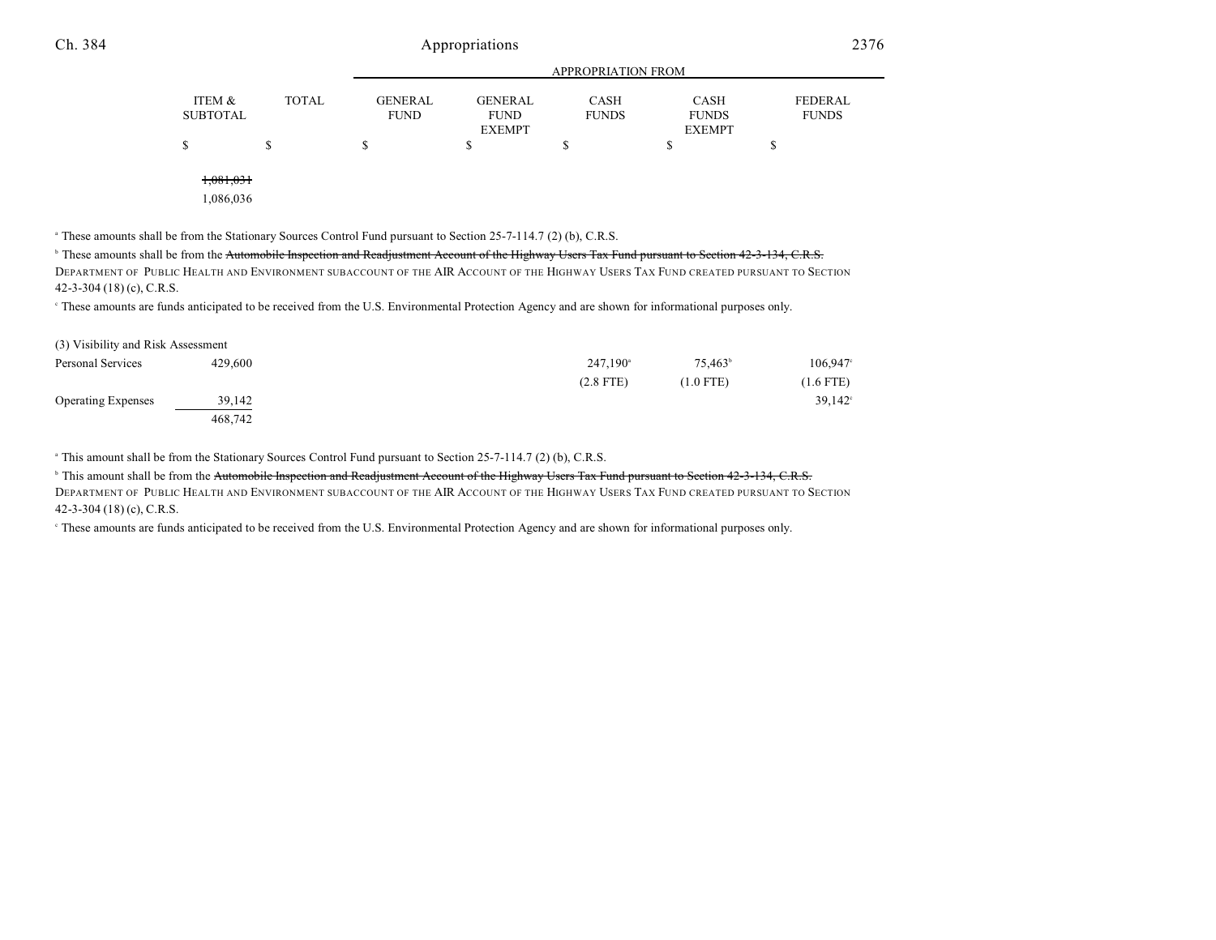| | ITEM & SUBTOTAL | TOTAL | GENERAL FUND | GENERAL FUND EXEMPT | CASH FUNDS | CASH FUNDS EXEMPT | FEDERAL FUNDS |
|---|---|---|---|---|---|---|---|
| | | | APPROPRIATION FROM | | | | |
| | $ | $ | $ | $ | $ | $ | $ |
| | ~~1,081,031~~ 1,086,036 | | | | | | |

[a] These amounts shall be from the Stationary Sources Control Fund pursuant to Section 25-7-114.7 (2) (b), C.R.S.

[b] These amounts shall be from the ~~Automobile Inspection and Readjustment Account of the Highway Users Tax Fund pursuant to Section 42-3-134, C.R.S.~~ DEPARTMENT OF PUBLIC HEALTH AND ENVIRONMENT SUBACCOUNT OF THE AIR ACCOUNT OF THE HIGHWAY USERS TAX FUND CREATED PURSUANT TO SECTION 42-3-304 (18) (c), C.R.S.

[c] These amounts are funds anticipated to be received from the U.S. Environmental Protection Agency and are shown for informational purposes only.

| | ITEM & SUBTOTAL | TOTAL | GENERAL FUND | GENERAL FUND EXEMPT | CASH FUNDS | CASH FUNDS EXEMPT | FEDERAL FUNDS |
|---|---|---|---|---|---|---|---|
| (3) Visibility and Risk Assessment | | | | | | | |
| Personal Services | 429,600 | | | | 247,190[a] (2.8 FTE) | 75,463[b] (1.0 FTE) | 106,947[c] (1.6 FTE) |
| Operating Expenses | 39,142 | | | | | | 39,142[c] |
| | 468,742 | | | | | | |

[a] This amount shall be from the Stationary Sources Control Fund pursuant to Section 25-7-114.7 (2) (b), C.R.S.

[b] This amount shall be from the ~~Automobile Inspection and Readjustment Account of the Highway Users Tax Fund pursuant to Section 42-3-134, C.R.S.~~ DEPARTMENT OF PUBLIC HEALTH AND ENVIRONMENT SUBACCOUNT OF THE AIR ACCOUNT OF THE HIGHWAY USERS TAX FUND CREATED PURSUANT TO SECTION 42-3-304 (18) (c), C.R.S.

[c] These amounts are funds anticipated to be received from the U.S. Environmental Protection Agency and are shown for informational purposes only.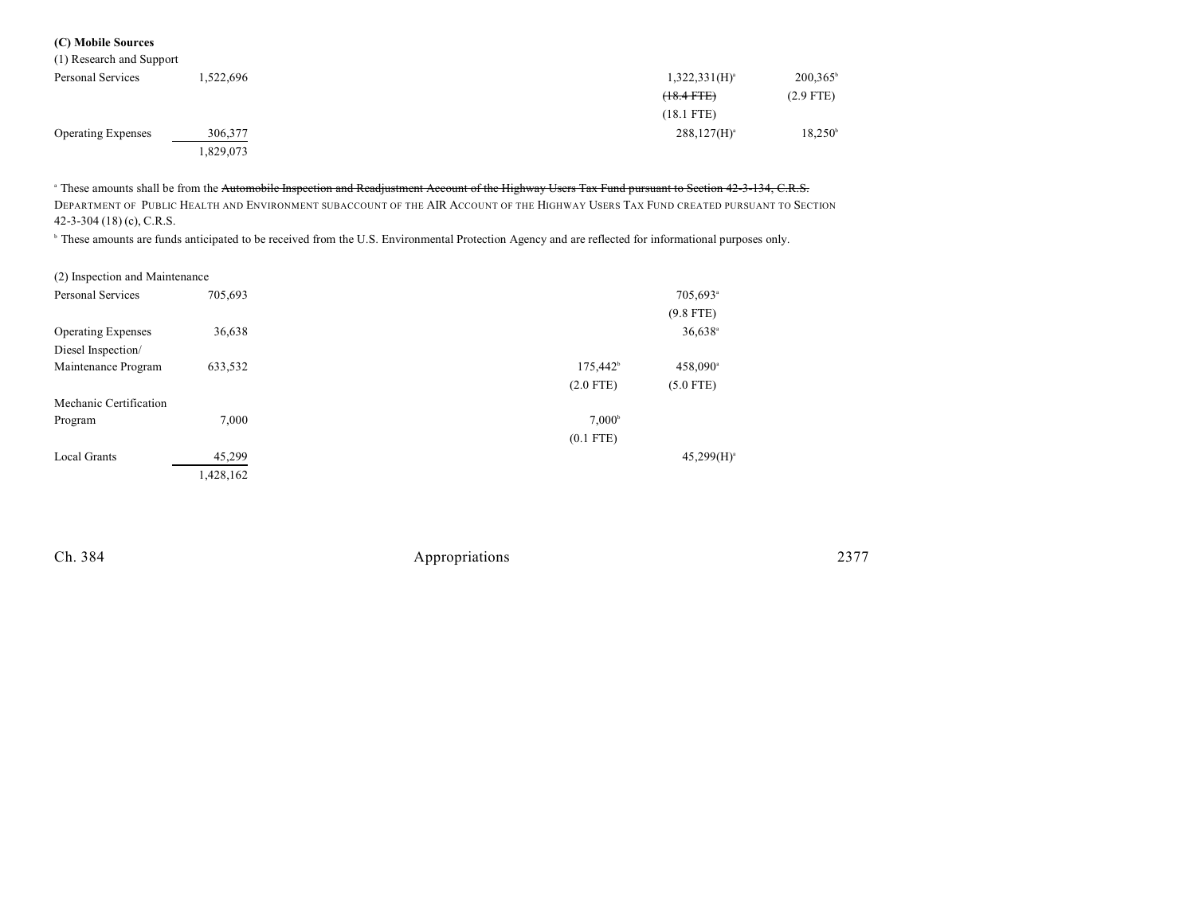**(C) Mobile Sources**

(1) Research and Support

| | | | | |
|---|---|---|---|---|
| Personal Services | 1,522,696 | | 1,322,331(H)[a] | 200,365[b] |
| | | | ~~(18.4 FTE)~~ | (2.9 FTE) |
| | | | (18.1 FTE) | |
| Operating Expenses | 306,377 | | 288,127(H)[a] | 18,250[b] |
| | 1,829,073 | | | |

[a] These amounts shall be from the ~~Automobile Inspection and Readjustment Account of the Highway Users Tax Fund pursuant to Section 42-3-134, C.R.S.~~ DEPARTMENT OF PUBLIC HEALTH AND ENVIRONMENT SUBACCOUNT OF THE AIR ACCOUNT OF THE HIGHWAY USERS TAX FUND CREATED PURSUANT TO SECTION 42-3-304 (18) (c), C.R.S.

[b] These amounts are funds anticipated to be received from the U.S. Environmental Protection Agency and are reflected for informational purposes only.

(2) Inspection and Maintenance

| | | | | |
|---|---|---|---|---|
| Personal Services | 705,693 | | 705,693[a] | |
| | | | (9.8 FTE) | |
| Operating Expenses | 36,638 | | 36,638[a] | |
| Diesel Inspection/ Maintenance Program | 633,532 | 175,442[b] | 458,090[a] | |
| | | (2.0 FTE) | (5.0 FTE) | |
| Mechanic Certification Program | 7,000 | 7,000[b] | | |
| | | (0.1 FTE) | | |
| Local Grants | 45,299 | | 45,299(H)[a] | |
| | 1,428,162 | | | |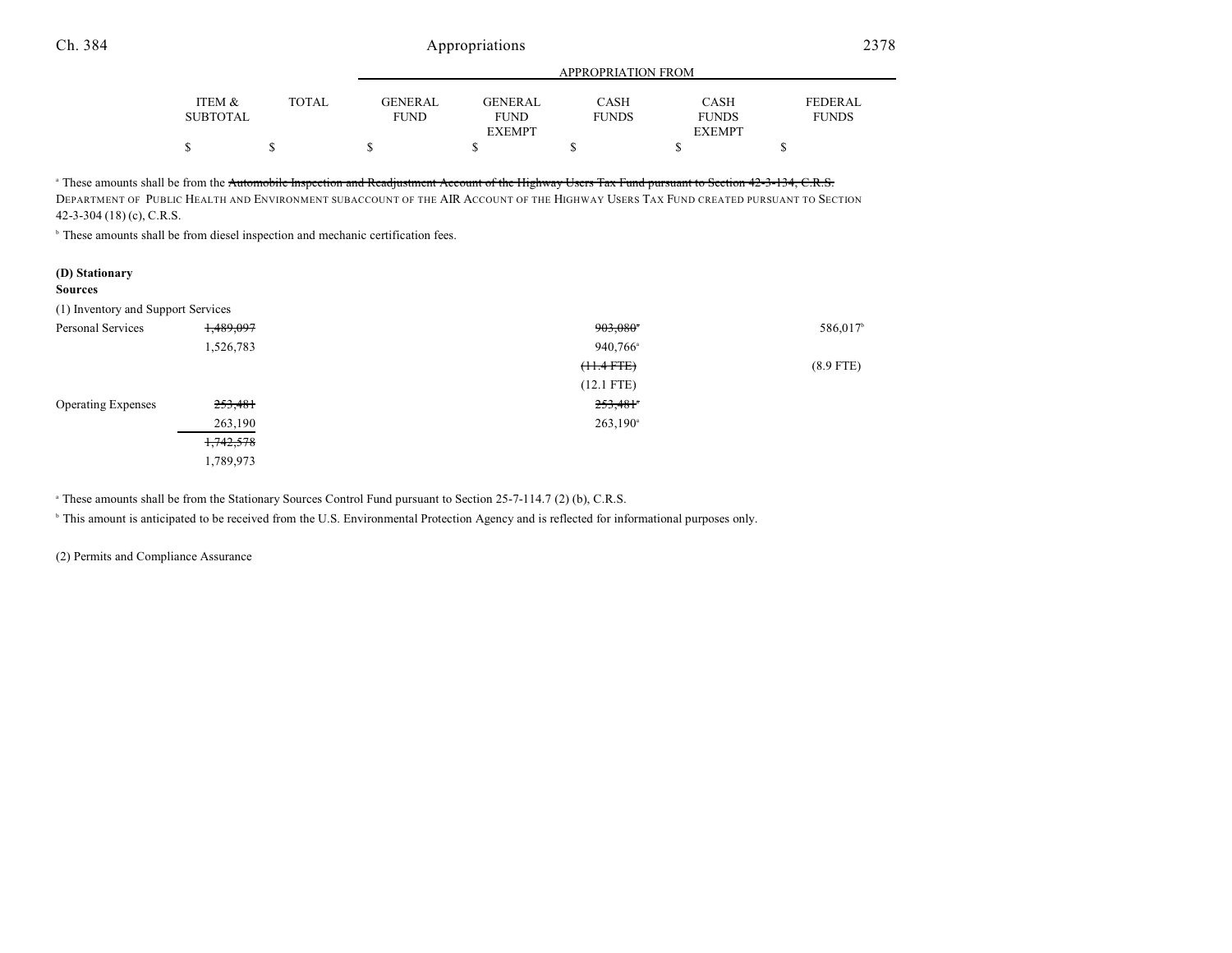| | ITEM & SUBTOTAL | TOTAL | GENERAL FUND | GENERAL FUND EXEMPT | CASH FUNDS | CASH FUNDS EXEMPT | FEDERAL FUNDS |
|---|---|---|---|---|---|---|---|
| | $ | $ | $ | $ | $ | $ | $ |

APPROPRIATION FROM

[a] These amounts shall be from the ~~Automobile Inspection and Readjustment Account of the Highway Users Tax Fund pursuant to Section 42-3-134, C.R.S.~~ DEPARTMENT OF PUBLIC HEALTH AND ENVIRONMENT SUBACCOUNT OF THE AIR ACCOUNT OF THE HIGHWAY USERS TAX FUND CREATED PURSUANT TO SECTION 42-3-304 (18) (c), C.R.S.

[b] These amounts shall be from diesel inspection and mechanic certification fees.

**(D) Stationary Sources**

(1) Inventory and Support Services

| | ITEM & SUBTOTAL | TOTAL | GENERAL FUND | GENERAL FUND EXEMPT | CASH FUNDS | CASH FUNDS EXEMPT | FEDERAL FUNDS |
|---|---|---|---|---|---|---|---|
| Personal Services | ~~1,489,097~~ | | | | ~~903,080~~[a] | | 586,017[b] |
| | 1,526,783 | | | | 940,766[a] | | |
| | | | | | ~~(11.4 FTE)~~ | | (8.9 FTE) |
| | | | | | (12.1 FTE) | | |
| Operating Expenses | ~~253,481~~ | | | | ~~253,481~~[a] | | |
| | 263,190 | | | | 263,190[a] | | |
| | ~~1,742,578~~ | | | | | | |
| | 1,789,973 | | | | | | |

[a] These amounts shall be from the Stationary Sources Control Fund pursuant to Section 25-7-114.7 (2) (b), C.R.S.

[b] This amount is anticipated to be received from the U.S. Environmental Protection Agency and is reflected for informational purposes only.

(2) Permits and Compliance Assurance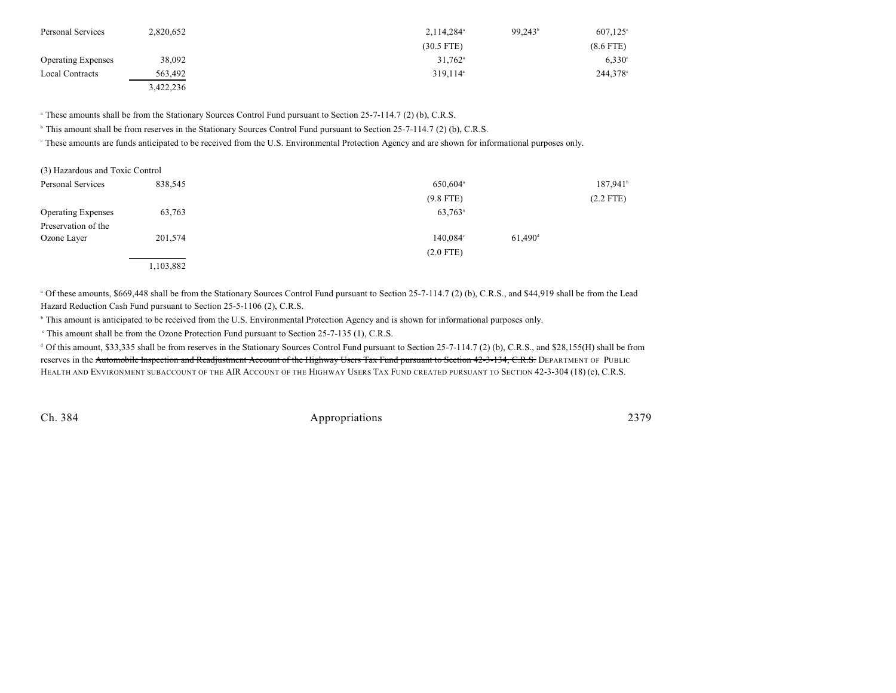| | | | | | |
|---|---|---|---|---|---|
| Personal Services | 2,820,652 | 2,114,284[a] | 99,243[b] | 607,125[c] | |
| | | (30.5 FTE) | | (8.6 FTE) | |
| Operating Expenses | 38,092 | 31,762[a] | | 6,330[c] | |
| Local Contracts | 563,492 | 319,114[a] | | 244,378[c] | |
| | 3,422,236 | | | | |

[a] These amounts shall be from the Stationary Sources Control Fund pursuant to Section 25-7-114.7 (2) (b), C.R.S.

[b] This amount shall be from reserves in the Stationary Sources Control Fund pursuant to Section 25-7-114.7 (2) (b), C.R.S.

[c] These amounts are funds anticipated to be received from the U.S. Environmental Protection Agency and are shown for informational purposes only.

| (3) Hazardous and Toxic Control | | | | |
|---|---|---|---|---|
| Personal Services | 838,545 | 650,604[a] | | 187,941[b] |
| | | (9.8 FTE) | | (2.2 FTE) |
| Operating Expenses | 63,763 | 63,763[a] | | |
| Preservation of the Ozone Layer | 201,574 | 140,084[c] | 61,490[d] | |
| | | (2.0 FTE) | | |
| | 1,103,882 | | | |

[a] Of these amounts, $669,448 shall be from the Stationary Sources Control Fund pursuant to Section 25-7-114.7 (2) (b), C.R.S., and $44,919 shall be from the Lead Hazard Reduction Cash Fund pursuant to Section 25-5-1106 (2), C.R.S.

[b] This amount is anticipated to be received from the U.S. Environmental Protection Agency and is shown for informational purposes only.

[c] This amount shall be from the Ozone Protection Fund pursuant to Section 25-7-135 (1), C.R.S.

[d] Of this amount, $33,335 shall be from reserves in the Stationary Sources Control Fund pursuant to Section 25-7-114.7 (2) (b), C.R.S., and $28,155(H) shall be from reserves in the ~~Automobile Inspection and Readjustment Account of the Highway Users Tax Fund pursuant to Section 42-3-134, C.R.S.~~ DEPARTMENT OF PUBLIC HEALTH AND ENVIRONMENT SUBACCOUNT OF THE AIR ACCOUNT OF THE HIGHWAY USERS TAX FUND CREATED PURSUANT TO SECTION 42-3-304 (18) (c), C.R.S.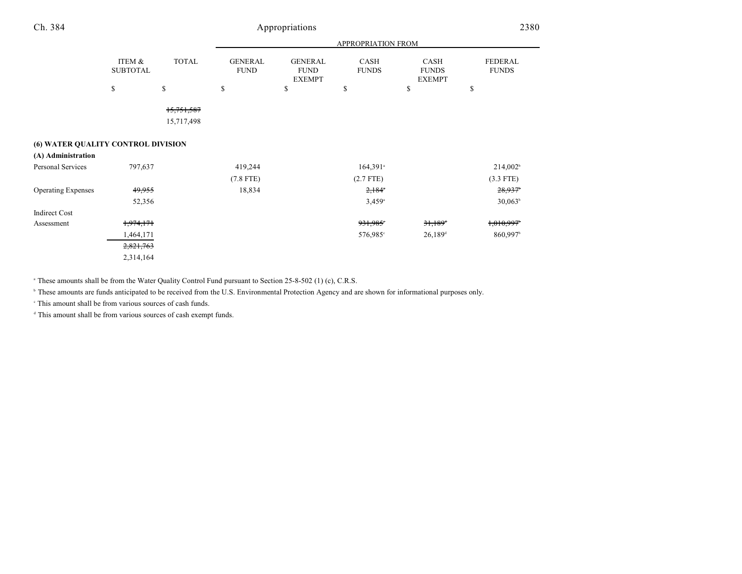| | ITEM & SUBTOTAL | TOTAL | APPROPRIATION FROM GENERAL FUND | GENERAL FUND EXEMPT | CASH FUNDS | CASH FUNDS EXEMPT | FEDERAL FUNDS |
|---|---|---|---|---|---|---|---|
| | $ | $ | $ | $ | $ | $ | $ |
| | | ~~15,751,587~~ | | | | | |
| | | 15,717,498 | | | | | |
| **(6) WATER QUALITY CONTROL DIVISION** | | | | | | | |
| **(A) Administration** | | | | | | | |
| Personal Services | 797,637 | | 419,244 | | 164,391[a] | | 214,002[b] |
| | | | (7.8 FTE) | | (2.7 FTE) | | (3.3 FTE) |
| Operating Expenses | ~~49,955~~ | | 18,834 | | ~~2,184~~[a] | | ~~28,937~~[b] |
| | 52,356 | | | | 3,459[a] | | 30,063[b] |
| Indirect Cost Assessment | ~~1,974,171~~ | | | | ~~931,985~~[c] | ~~31,189~~[d] | ~~1,010,997~~[b] |
| | 1,464,171 | | | | 576,985[c] | 26,189[d] | 860,997[b] |
| | ~~2,821,763~~ | | | | | | |
| | 2,314,164 | | | | | | |

[a] These amounts shall be from the Water Quality Control Fund pursuant to Section 25-8-502 (1) (c), C.R.S.

[b] These amounts are funds anticipated to be received from the U.S. Environmental Protection Agency and are shown for informational purposes only.

[c] This amount shall be from various sources of cash funds.

[d] This amount shall be from various sources of cash exempt funds.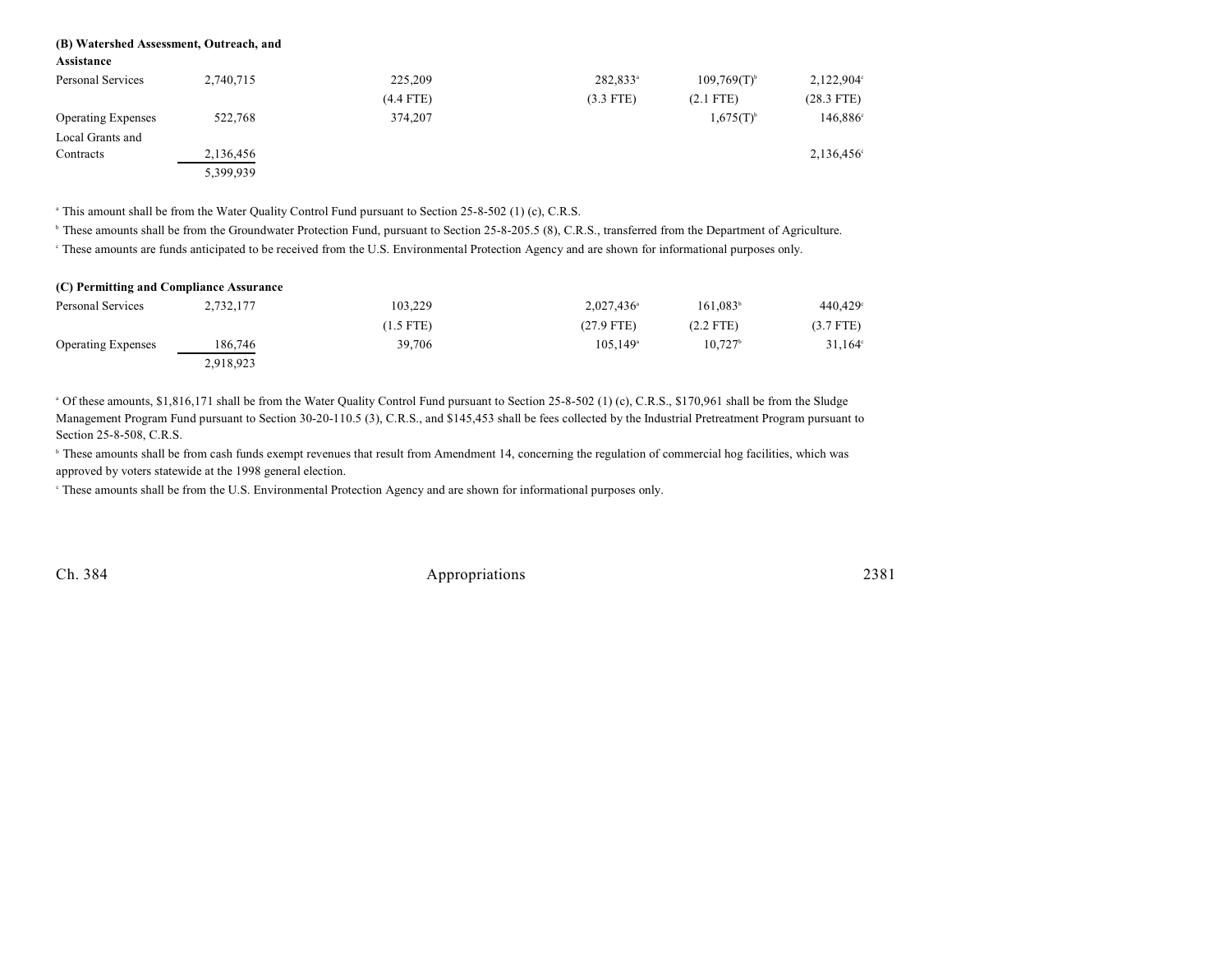**(B) Watershed Assessment, Outreach, and Assistance**

| | | | | | | |
|---|---|---|---|---|---|---|
| Personal Services | 2,740,715 | 225,209 | | 282,833[a] | 109,769(T)[b] | 2,122,904[c] |
| | | (4.4 FTE) | | (3.3 FTE) | (2.1 FTE) | (28.3 FTE) |
| Operating Expenses | 522,768 | 374,207 | | | 1,675(T)[b] | 146,886[c] |
| Local Grants and Contracts | 2,136,456 | | | | | 2,136,456[c] |
| | 5,399,939 | | | | | |

[a] This amount shall be from the Water Quality Control Fund pursuant to Section 25-8-502 (1) (c), C.R.S.

[b] These amounts shall be from the Groundwater Protection Fund, pursuant to Section 25-8-205.5 (8), C.R.S., transferred from the Department of Agriculture.

[c] These amounts are funds anticipated to be received from the U.S. Environmental Protection Agency and are shown for informational purposes only.

**(C) Permitting and Compliance Assurance**

| | | | | | | |
|---|---|---|---|---|---|---|
| Personal Services | 2,732,177 | 103,229 | | 2,027,436[a] | 161,083[b] | 440,429[c] |
| | | (1.5 FTE) | | (27.9 FTE) | (2.2 FTE) | (3.7 FTE) |
| Operating Expenses | 186,746 | 39,706 | | 105,149[a] | 10,727[b] | 31,164[c] |
| | 2,918,923 | | | | | |

[a] Of these amounts, $1,816,171 shall be from the Water Quality Control Fund pursuant to Section 25-8-502 (1) (c), C.R.S., $170,961 shall be from the Sludge Management Program Fund pursuant to Section 30-20-110.5 (3), C.R.S., and $145,453 shall be fees collected by the Industrial Pretreatment Program pursuant to Section 25-8-508, C.R.S.

[b] These amounts shall be from cash funds exempt revenues that result from Amendment 14, concerning the regulation of commercial hog facilities, which was approved by voters statewide at the 1998 general election.

[c] These amounts shall be from the U.S. Environmental Protection Agency and are shown for informational purposes only.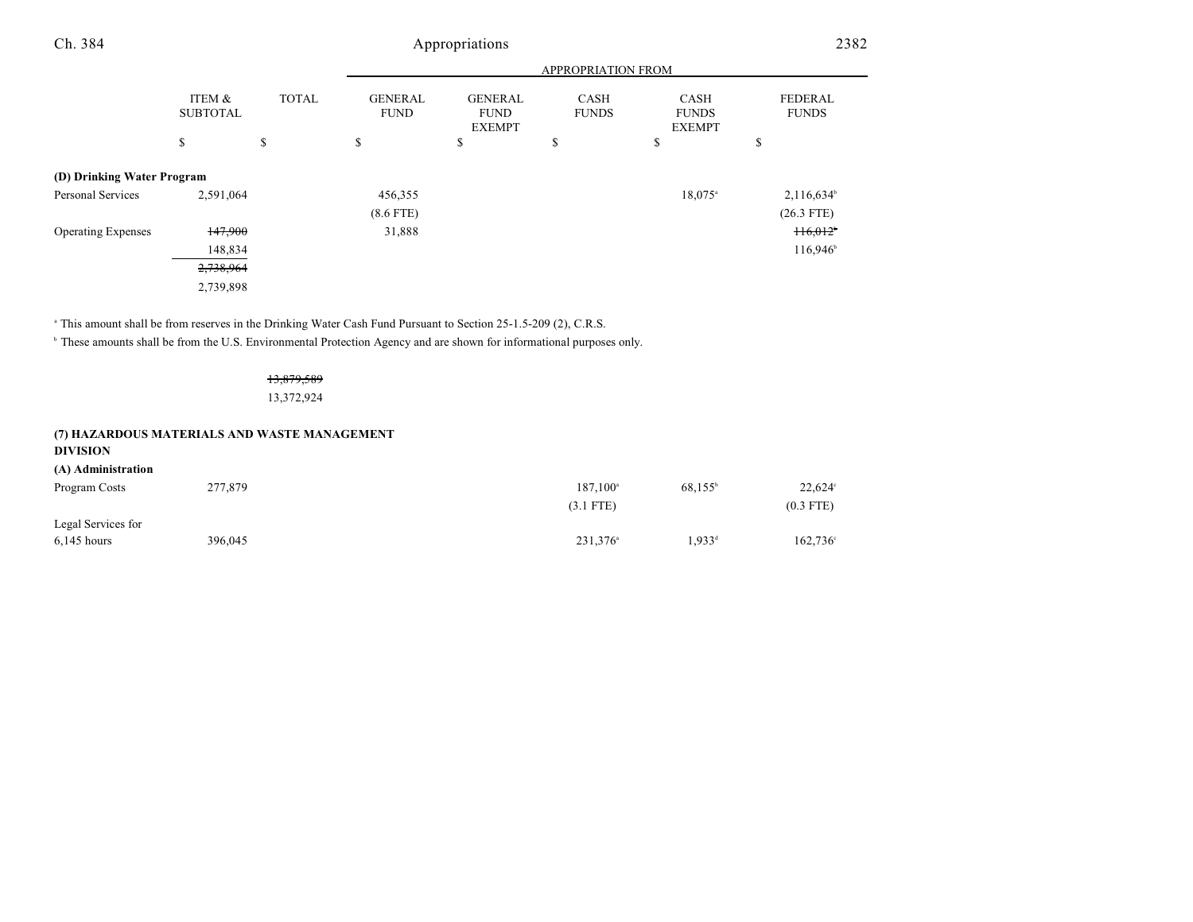| | ITEM & SUBTOTAL | TOTAL | GENERAL FUND | GENERAL FUND EXEMPT | CASH FUNDS | CASH FUNDS EXEMPT | FEDERAL FUNDS |
|---|---|---|---|---|---|---|---|
| | | | APPROPRIATION FROM | | | | |
| | $ | $ | $ | $ | $ | $ | $ |
| **(D) Drinking Water Program** | | | | | | | |
| Personal Services | 2,591,064 | | 456,355 | | | 18,075[a] | 2,116,634[b] |
| | | | (8.6 FTE) | | | | (26.3 FTE) |
| Operating Expenses | ~~147,900~~ | | 31,888 | | | | ~~116,012[b]~~ |
| | 148,834 | | | | | | 116,946[b] |
| | ~~2,738,964~~ | | | | | | |
| | 2,739,898 | | | | | | |

[a] This amount shall be from reserves in the Drinking Water Cash Fund Pursuant to Section 25-1.5-209 (2), C.R.S.

[b] These amounts shall be from the U.S. Environmental Protection Agency and are shown for informational purposes only.

| | ITEM & SUBTOTAL | TOTAL | GENERAL FUND | GENERAL FUND EXEMPT | CASH FUNDS | CASH FUNDS EXEMPT | FEDERAL FUNDS |
|---|---|---|---|---|---|---|---|
| | | ~~13,879,589~~ | | | | | |
| | | 13,372,924 | | | | | |
| **(7) HAZARDOUS MATERIALS AND WASTE MANAGEMENT DIVISION** | | | | | | | |
| **(A) Administration** | | | | | | | |
| Program Costs | 277,879 | | | | 187,100[a] | 68,155[b] | 22,624[c] |
| | | | | | (3.1 FTE) | | (0.3 FTE) |
| Legal Services for 6,145 hours | 396,045 | | | | 231,376[a] | 1,933[d] | 162,736[c] |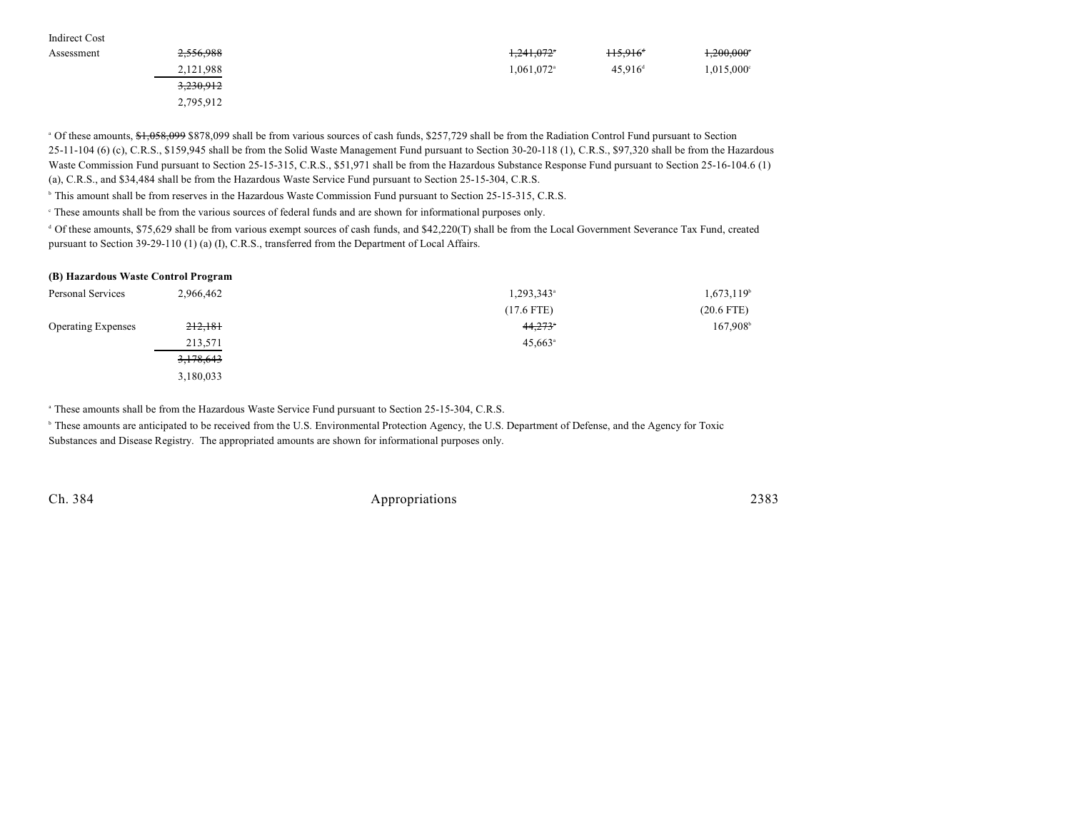| | | | | | | |
|---|---|---|---|---|---|---|
| Indirect Cost Assessment | ~~2,556,988~~ | | | ~~1,241,072~~[a] | ~~115,916~~[d] | ~~1,200,000~~[c] |
| | 2,121,988 | | | 1,061,072[a] | 45,916[d] | 1,015,000[c] |
| | ~~3,230,912~~ | | | | | |
| | 2,795,912 | | | | | |

[a] Of these amounts, ~~$1,058,099~~ $878,099 shall be from various sources of cash funds, $257,729 shall be from the Radiation Control Fund pursuant to Section 25-11-104 (6) (c), C.R.S., $159,945 shall be from the Solid Waste Management Fund pursuant to Section 30-20-118 (1), C.R.S., $97,320 shall be from the Hazardous Waste Commission Fund pursuant to Section 25-15-315, C.R.S., $51,971 shall be from the Hazardous Substance Response Fund pursuant to Section 25-16-104.6 (1) (a), C.R.S., and $34,484 shall be from the Hazardous Waste Service Fund pursuant to Section 25-15-304, C.R.S.

[b] This amount shall be from reserves in the Hazardous Waste Commission Fund pursuant to Section 25-15-315, C.R.S.

[c] These amounts shall be from the various sources of federal funds and are shown for informational purposes only.

[d] Of these amounts, $75,629 shall be from various exempt sources of cash funds, and $42,220(T) shall be from the Local Government Severance Tax Fund, created pursuant to Section 39-29-110 (1) (a) (I), C.R.S., transferred from the Department of Local Affairs.

**(B) Hazardous Waste Control Program**

| | | | | | | |
|---|---|---|---|---|---|---|
| Personal Services | 2,966,462 | | | 1,293,343[a] | | 1,673,119[b] |
| | | | | (17.6 FTE) | | (20.6 FTE) |
| Operating Expenses | ~~212,181~~ | | | ~~44,273~~[a] | | 167,908[b] |
| | 213,571 | | | 45,663[a] | | |
| | ~~3,178,643~~ | | | | | |
| | 3,180,033 | | | | | |

[a] These amounts shall be from the Hazardous Waste Service Fund pursuant to Section 25-15-304, C.R.S.

[b] These amounts are anticipated to be received from the U.S. Environmental Protection Agency, the U.S. Department of Defense, and the Agency for Toxic Substances and Disease Registry. The appropriated amounts are shown for informational purposes only.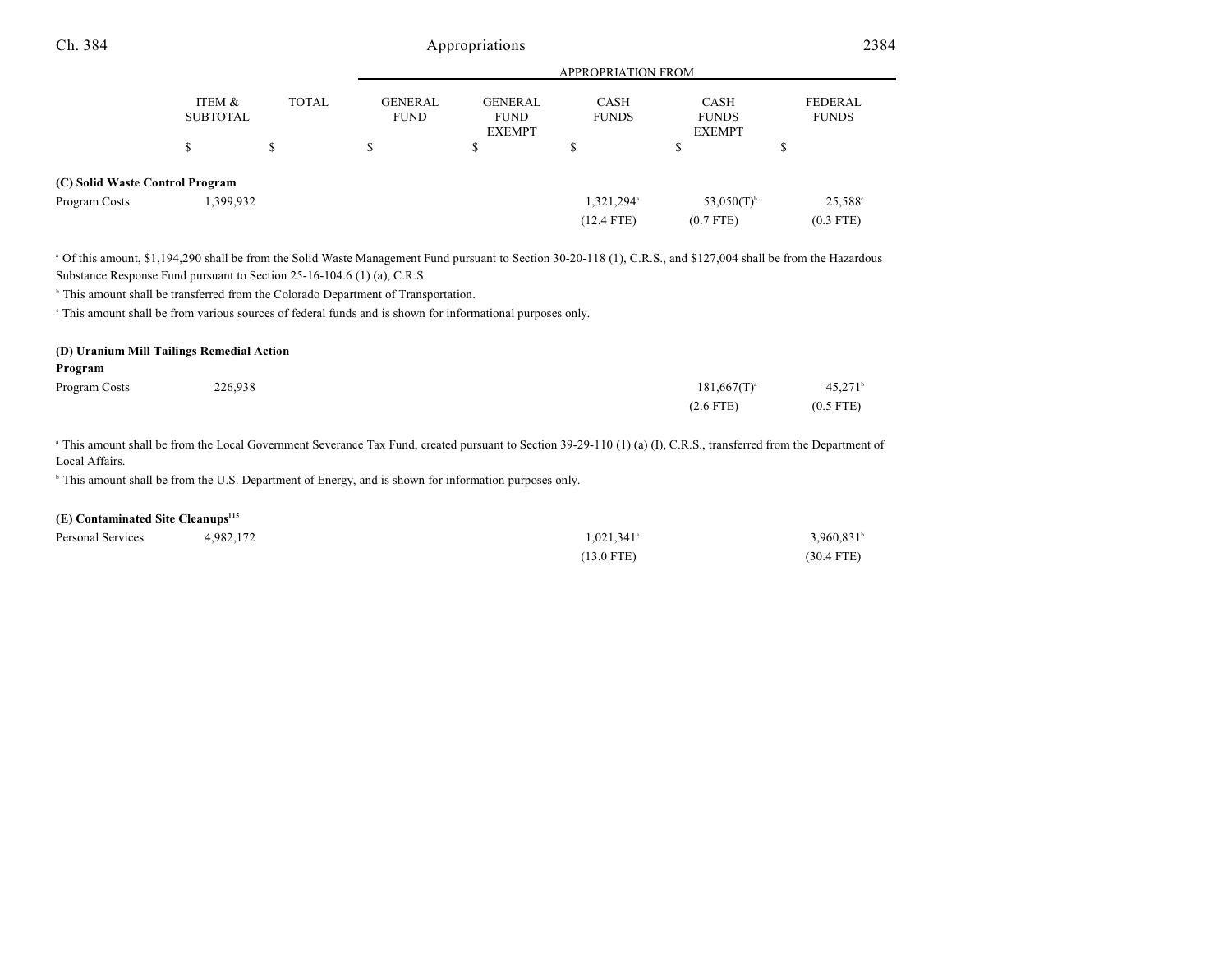| | ITEM & SUBTOTAL | TOTAL | APPROPRIATION FROM GENERAL FUND | GENERAL FUND EXEMPT | CASH FUNDS | CASH FUNDS EXEMPT | FEDERAL FUNDS |
|---|---|---|---|---|---|---|---|
| | $ | $ | $ | $ | $ | $ | $ |
| **(C) Solid Waste Control Program** | | | | | | | |
| Program Costs | 1,399,932 | | | | 1,321,294[a] | 53,050(T)[b] | 25,588[c] |
| | | | | | (12.4 FTE) | (0.7 FTE) | (0.3 FTE) |

[a] Of this amount, $1,194,290 shall be from the Solid Waste Management Fund pursuant to Section 30-20-118 (1), C.R.S., and $127,004 shall be from the Hazardous Substance Response Fund pursuant to Section 25-16-104.6 (1) (a), C.R.S.

[b] This amount shall be transferred from the Colorado Department of Transportation.

[c] This amount shall be from various sources of federal funds and is shown for informational purposes only.

| | ITEM & SUBTOTAL | TOTAL | GENERAL FUND | GENERAL FUND EXEMPT | CASH FUNDS | CASH FUNDS EXEMPT | FEDERAL FUNDS |
|---|---|---|---|---|---|---|---|
| **(D) Uranium Mill Tailings Remedial Action Program** | | | | | | | |
| Program Costs | 226,938 | | | | | 181,667(T)[a] | 45,271[b] |
| | | | | | | (2.6 FTE) | (0.5 FTE) |

[a] This amount shall be from the Local Government Severance Tax Fund, created pursuant to Section 39-29-110 (1) (a) (I), C.R.S., transferred from the Department of Local Affairs.

[b] This amount shall be from the U.S. Department of Energy, and is shown for information purposes only.

| | ITEM & SUBTOTAL | TOTAL | GENERAL FUND | GENERAL FUND EXEMPT | CASH FUNDS | CASH FUNDS EXEMPT | FEDERAL FUNDS |
|---|---|---|---|---|---|---|---|
| **(E) Contaminated Site Cleanups**[115] | | | | | | | |
| Personal Services | 4,982,172 | | | | 1,021,341[a] | | 3,960,831[b] |
| | | | | | (13.0 FTE) | | (30.4 FTE) |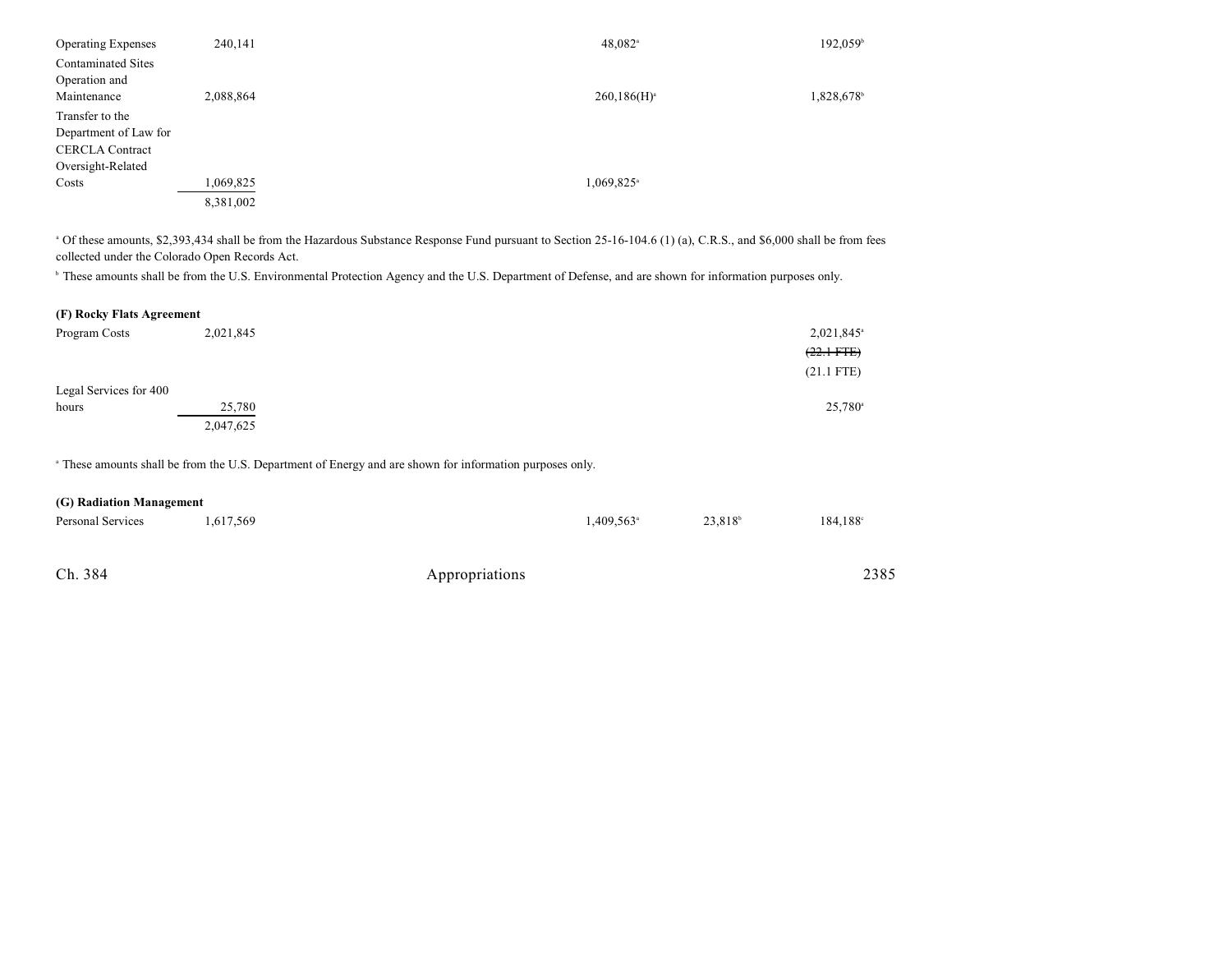| | | | | |
|---|---|---|---|---|
| Operating Expenses | 240,141 | 48,082[a] | | 192,059[b] |
| Contaminated Sites Operation and Maintenance | 2,088,864 | 260,186(H)[a] | | 1,828,678[b] |
| Transfer to the Department of Law for CERCLA Contract Oversight-Related Costs | 1,069,825 | 1,069,825[a] | | |
| | 8,381,002 | | | |

[a] Of these amounts, $2,393,434 shall be from the Hazardous Substance Response Fund pursuant to Section 25-16-104.6 (1) (a), C.R.S., and $6,000 shall be from fees collected under the Colorado Open Records Act.

[b] These amounts shall be from the U.S. Environmental Protection Agency and the U.S. Department of Defense, and are shown for information purposes only.

**(F) Rocky Flats Agreement**

| | | | | |
|---|---|---|---|---|
| Program Costs | 2,021,845 | | | 2,021,845[a] ~~(22.1 FTE)~~ (21.1 FTE) |
| Legal Services for 400 hours | 25,780 | | | 25,780[a] |
| | 2,047,625 | | | |

[a] These amounts shall be from the U.S. Department of Energy and are shown for information purposes only.

**(G) Radiation Management**

| | | | | |
|---|---|---|---|---|
| Personal Services | 1,617,569 | 1,409,563[a] | 23,818[b] | 184,188[c] |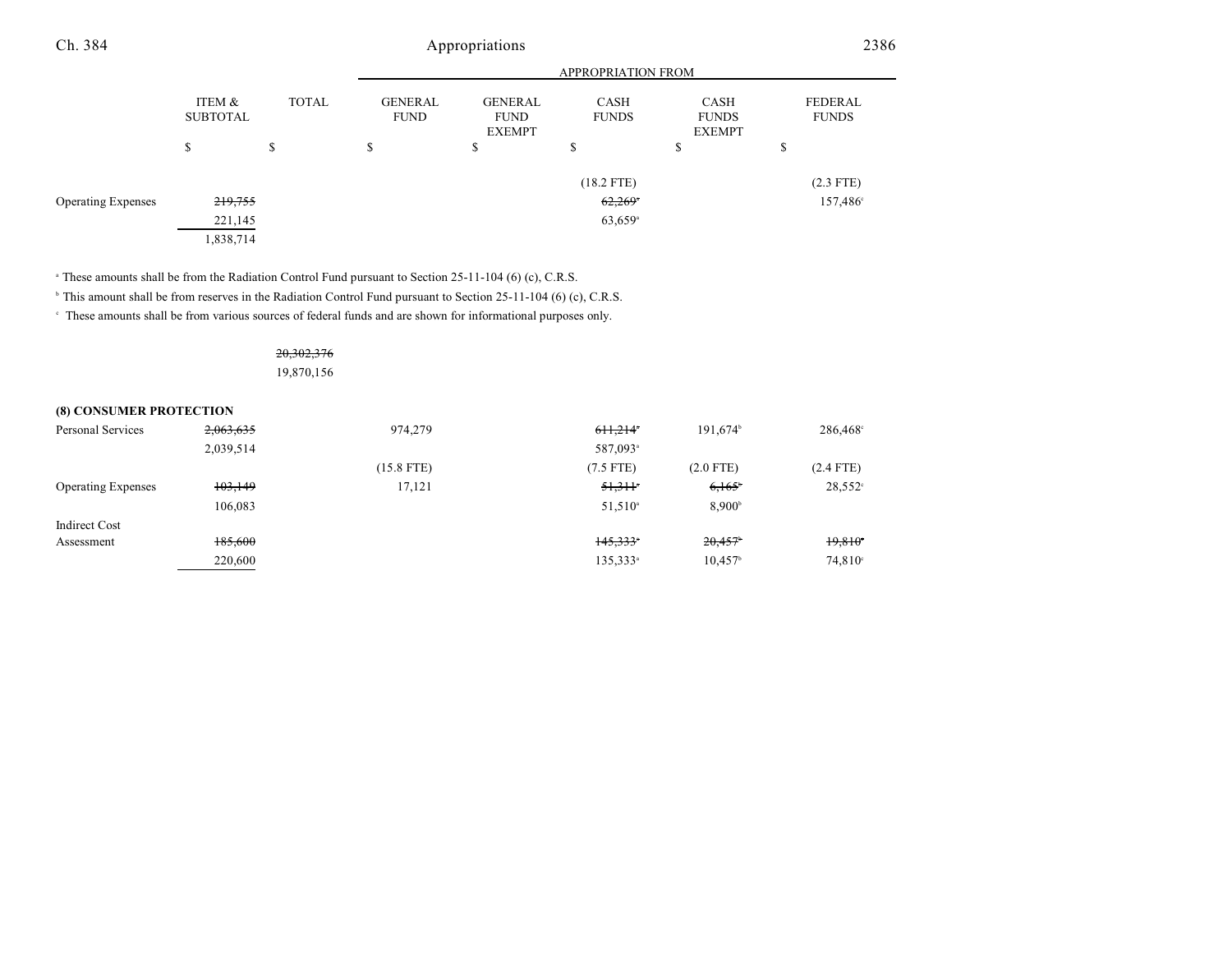| | ITEM & SUBTOTAL | TOTAL | GENERAL FUND | GENERAL FUND EXEMPT | CASH FUNDS | CASH FUNDS EXEMPT | FEDERAL FUNDS |
|---|---|---|---|---|---|---|---|
| | | | APPROPRIATION FROM | | | | |
| | $ | $ | $ | $ | $ | $ | $ |
| | | | | | (18.2 FTE) | | (2.3 FTE) |
| Operating Expenses | ~~219,755~~ | | | | ~~62,269~~[a] | | 157,486[c] |
| | 221,145 | | | | 63,659[a] | | |
| | 1,838,714 | | | | | | |

[a] These amounts shall be from the Radiation Control Fund pursuant to Section 25-11-104 (6) (c), C.R.S.

[b] This amount shall be from reserves in the Radiation Control Fund pursuant to Section 25-11-104 (6) (c), C.R.S.

[c] These amounts shall be from various sources of federal funds and are shown for informational purposes only.

| | ITEM & SUBTOTAL | TOTAL | GENERAL FUND | GENERAL FUND EXEMPT | CASH FUNDS | CASH FUNDS EXEMPT | FEDERAL FUNDS |
|---|---|---|---|---|---|---|---|
| | | ~~20,302,376~~ | | | | | |
| | | 19,870,156 | | | | | |
| **(8) CONSUMER PROTECTION** | | | | | | | |
| Personal Services | ~~2,063,635~~ | | 974,279 | | ~~611,214~~[a] | 191,674[b] | 286,468[c] |
| | 2,039,514 | | | | 587,093[a] | | |
| | | | (15.8 FTE) | | (7.5 FTE) | (2.0 FTE) | (2.4 FTE) |
| Operating Expenses | ~~103,149~~ | | 17,121 | | ~~51,311~~[a] | ~~6,165~~[b] | 28,552[c] |
| | 106,083 | | | | 51,510[a] | 8,900[b] | |
| Indirect Cost Assessment | ~~185,600~~ | | | | ~~145,333~~[a] | ~~20,457~~[b] | ~~19,810~~[c] |
| | 220,600 | | | | 135,333[a] | 10,457[b] | 74,810[c] |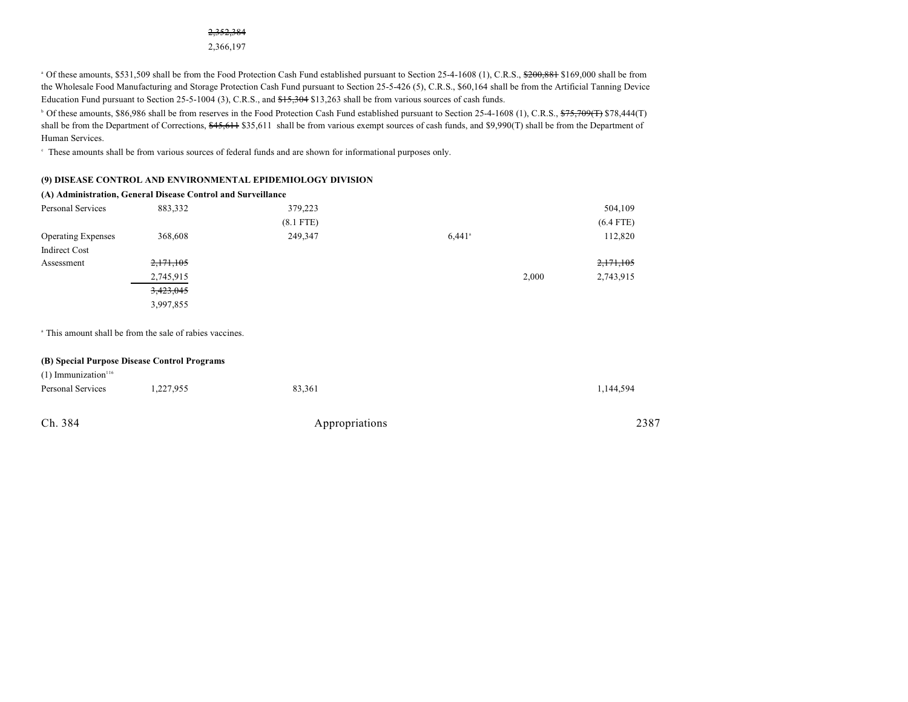~~2,352,384~~
2,366,197

[a] Of these amounts, $531,509 shall be from the Food Protection Cash Fund established pursuant to Section 25-4-1608 (1), C.R.S., ~~$200,881~~ $169,000 shall be from the Wholesale Food Manufacturing and Storage Protection Cash Fund pursuant to Section 25-5-426 (5), C.R.S., $60,164 shall be from the Artificial Tanning Device Education Fund pursuant to Section 25-5-1004 (3), C.R.S., and ~~$15,304~~ $13,263 shall be from various sources of cash funds.

[b] Of these amounts, $86,986 shall be from reserves in the Food Protection Cash Fund established pursuant to Section 25-4-1608 (1), C.R.S., ~~$75,709(T)~~ $78,444(T) shall be from the Department of Corrections, ~~$45,611~~ $35,611 shall be from various exempt sources of cash funds, and $9,990(T) shall be from the Department of Human Services.

[c] These amounts shall be from various sources of federal funds and are shown for informational purposes only.

**(9) DISEASE CONTROL AND ENVIRONMENTAL EPIDEMIOLOGY DIVISION**

**(A) Administration, General Disease Control and Surveillance**

| | | | | | |
|---|---|---|---|---|---|
| Personal Services | 883,332 | 379,223 | | | 504,109 |
| | | (8.1 FTE) | | | (6.4 FTE) |
| Operating Expenses | 368,608 | 249,347 | 6,441[a] | | 112,820 |
| Indirect Cost Assessment | ~~2,171,105~~ | | | | ~~2,171,105~~ |
| | 2,745,915 | | | 2,000 | 2,743,915 |
| | ~~3,423,045~~ | | | | |
| | 3,997,855 | | | | |

[a] This amount shall be from the sale of rabies vaccines.

**(B) Special Purpose Disease Control Programs**

(1) Immunization[116]

| | | | | | |
|---|---|---|---|---|---|
| Personal Services | 1,227,955 | 83,361 | | | 1,144,594 |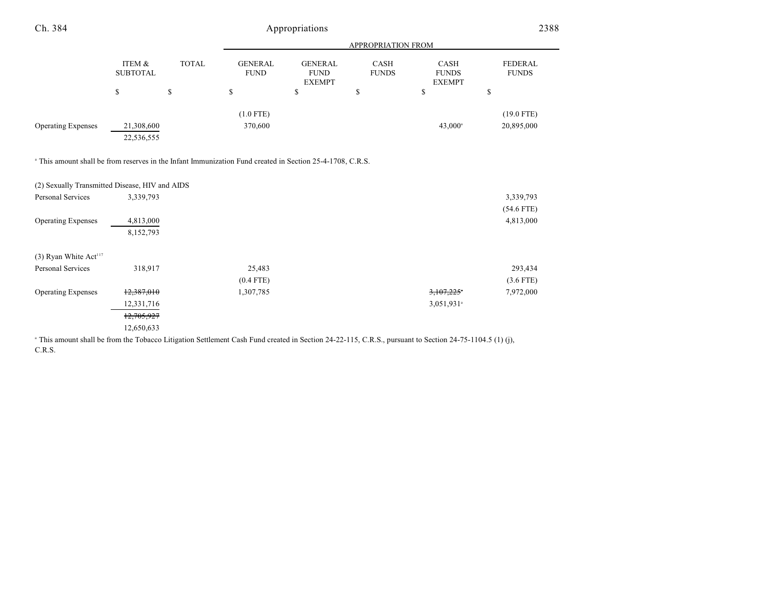| | ITEM & SUBTOTAL | TOTAL | GENERAL FUND | GENERAL FUND EXEMPT | CASH FUNDS | CASH FUNDS EXEMPT | FEDERAL FUNDS |
|---|---|---|---|---|---|---|---|
| | | | APPROPRIATION FROM | | | | |
| | $ | $ | $ | $ | $ | $ | $ |
| | | | (1.0 FTE) | | | | (19.0 FTE) |
| Operating Expenses | 21,308,600 | | 370,600 | | | 43,000[a] | 20,895,000 |
| | 22,536,555 | | | | | | |

[a] This amount shall be from reserves in the Infant Immunization Fund created in Section 25-4-1708, C.R.S.

| | ITEM & SUBTOTAL | TOTAL | GENERAL FUND | GENERAL FUND EXEMPT | CASH FUNDS | CASH FUNDS EXEMPT | FEDERAL FUNDS |
|---|---|---|---|---|---|---|---|
| (2) Sexually Transmitted Disease, HIV and AIDS | | | | | | | |
| Personal Services | 3,339,793 | | | | | | 3,339,793 |
| | | | | | | | (54.6 FTE) |
| Operating Expenses | 4,813,000 | | | | | | 4,813,000 |
| | 8,152,793 | | | | | | |
| | | | | | | | |
| (3) Ryan White Act[117] | | | | | | | |
| Personal Services | 318,917 | | 25,483 | | | | 293,434 |
| | | | (0.4 FTE) | | | | (3.6 FTE) |
| Operating Expenses | ~~12,387,010~~ | | 1,307,785 | | | ~~3,107,225~~[a] | 7,972,000 |
| | 12,331,716 | | | | | 3,051,931[a] | |
| | ~~12,705,927~~ | | | | | | |
| | 12,650,633 | | | | | | |

[a] This amount shall be from the Tobacco Litigation Settlement Cash Fund created in Section 24-22-115, C.R.S., pursuant to Section 24-75-1104.5 (1) (j), C.R.S.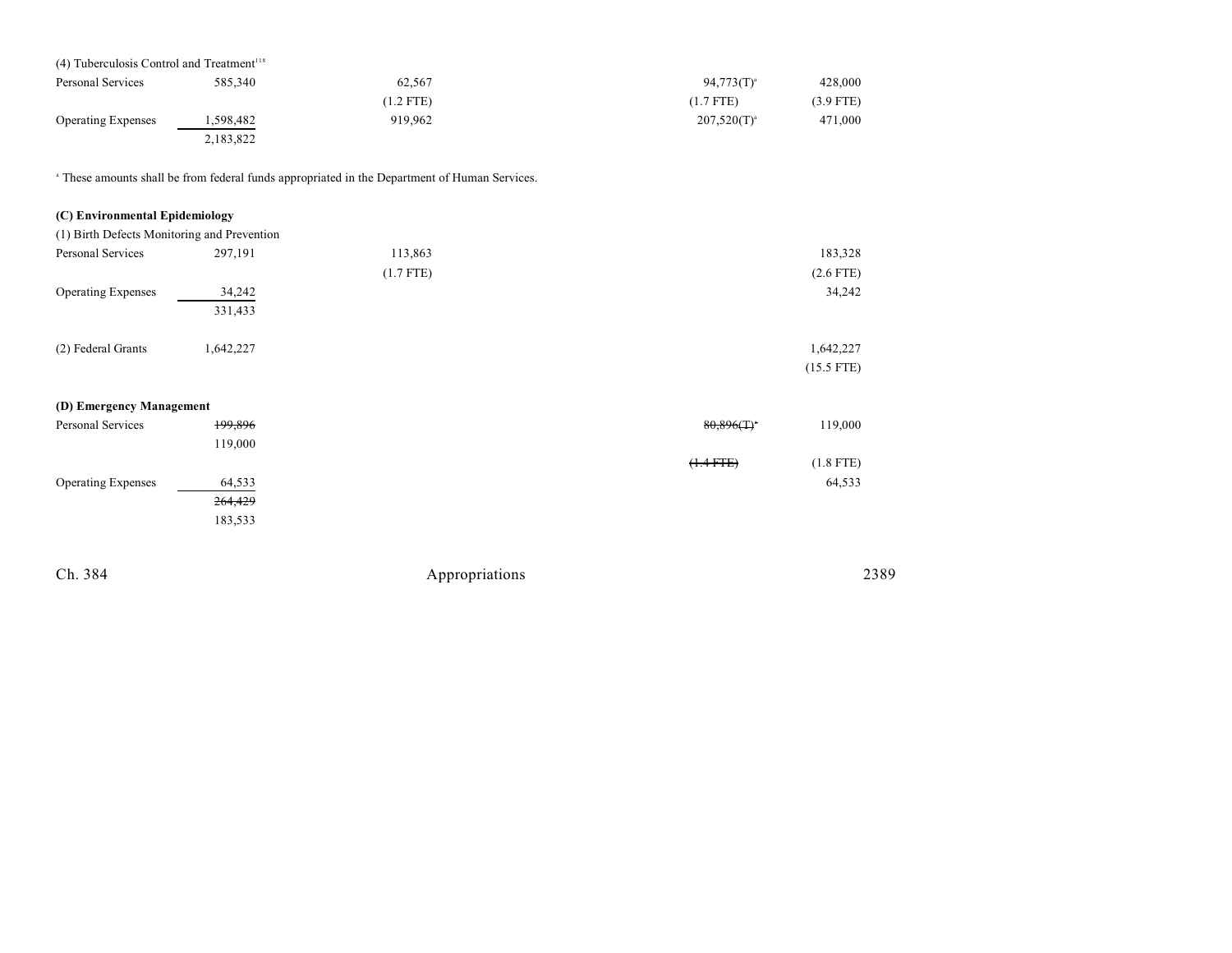(4) Tuberculosis Control and Treatment[118]

| | | | | | | |
|---|---|---|---|---|---|---|
| Personal Services | 585,340 | 62,567 | | | 94,773(T)[a] | 428,000 |
| | | (1.2 FTE) | | | (1.7 FTE) | (3.9 FTE) |
| Operating Expenses | 1,598,482 | 919,962 | | | 207,520(T)[a] | 471,000 |
| | 2,183,822 | | | | | |

[a] These amounts shall be from federal funds appropriated in the Department of Human Services.

**(C) Environmental Epidemiology**

(1) Birth Defects Monitoring and Prevention

| | | | | | | |
|---|---|---|---|---|---|---|
| Personal Services | 297,191 | 113,863 | | | | 183,328 |
| | | (1.7 FTE) | | | | (2.6 FTE) |
| Operating Expenses | 34,242 | | | | | 34,242 |
| | 331,433 | | | | | |
| (2) Federal Grants | 1,642,227 | | | | | 1,642,227 |
| | | | | | | (15.5 FTE) |

**(D) Emergency Management**

| | | | | | | |
|---|---|---|---|---|---|---|
| Personal Services | ~~199,896~~ | | | | ~~80,896(T)~~[a] | 119,000 |
| | 119,000 | | | | | |
| | | | | | ~~(1.4 FTE)~~ | (1.8 FTE) |
| Operating Expenses | 64,533 | | | | | 64,533 |
| | ~~264,429~~ | | | | | |
| | 183,533 | | | | | |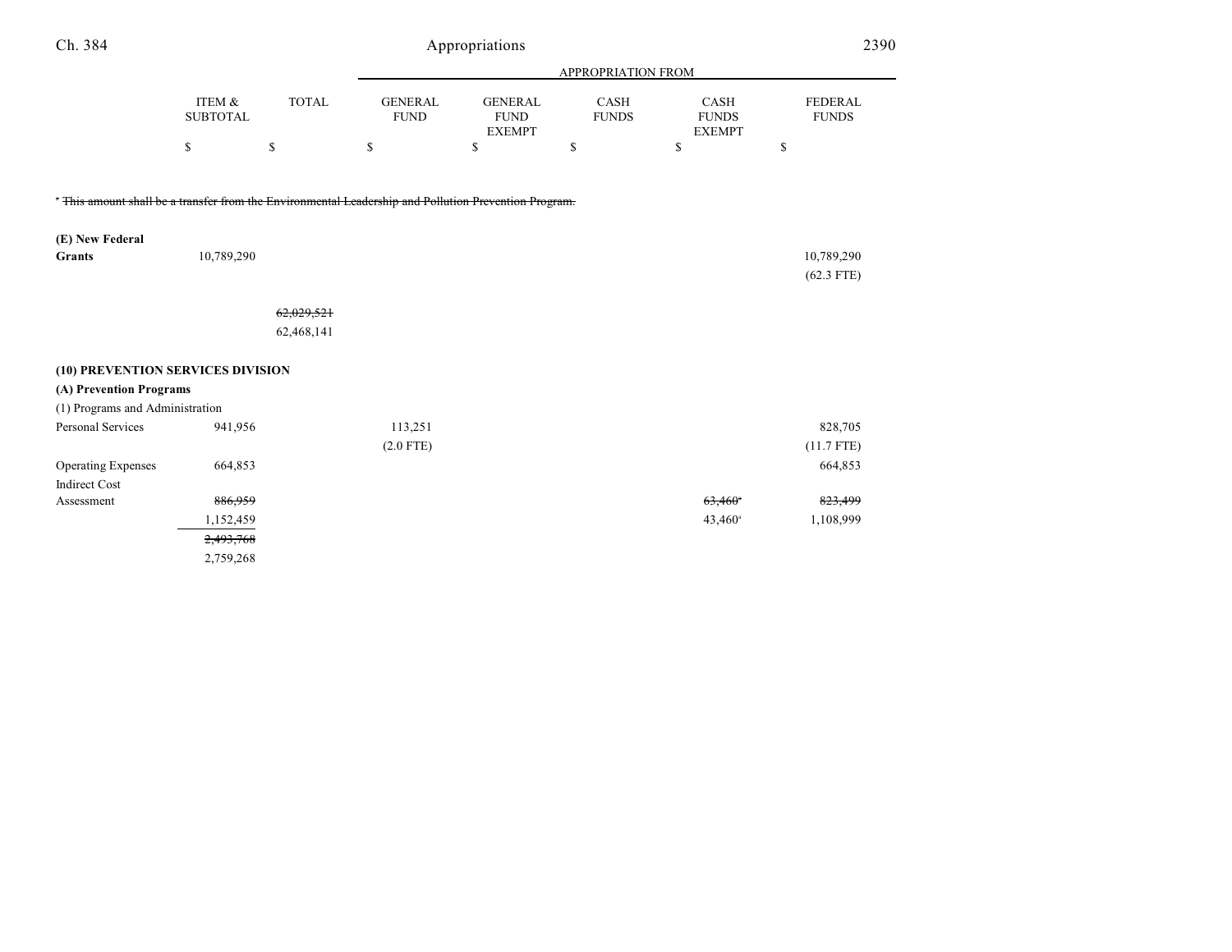| | ITEM & SUBTOTAL | TOTAL | GENERAL FUND | GENERAL FUND EXEMPT | CASH FUNDS | CASH FUNDS EXEMPT | FEDERAL FUNDS |
|---|---|---|---|---|---|---|---|
| | | | APPROPRIATION FROM | | | | |
| | $ | $ | $ | $ | $ | $ | $ |

[a] ~~This amount shall be a transfer from the Environmental Leadership and Pollution Prevention Program.~~

| | ITEM & SUBTOTAL | TOTAL | GENERAL FUND | GENERAL FUND EXEMPT | CASH FUNDS | CASH FUNDS EXEMPT | FEDERAL FUNDS |
|---|---|---|---|---|---|---|---|
| **(E) New Federal Grants** | 10,789,290 | | | | | | 10,789,290 (62.3 FTE) |
| | | ~~62,029,521~~ 62,468,141 | | | | | |
| **(10) PREVENTION SERVICES DIVISION** | | | | | | | |
| **(A) Prevention Programs** | | | | | | | |
| (1) Programs and Administration | | | | | | | |
| Personal Services | 941,956 | | 113,251 (2.0 FTE) | | | | 828,705 (11.7 FTE) |
| Operating Expenses | 664,853 | | | | | | 664,853 |
| Indirect Cost Assessment | ~~886,959~~ 1,152,459 | | | | | ~~63,460~~[a] 43,460[a] | ~~823,499~~ 1,108,999 |
| | ~~2,493,768~~ 2,759,268 | | | | | | |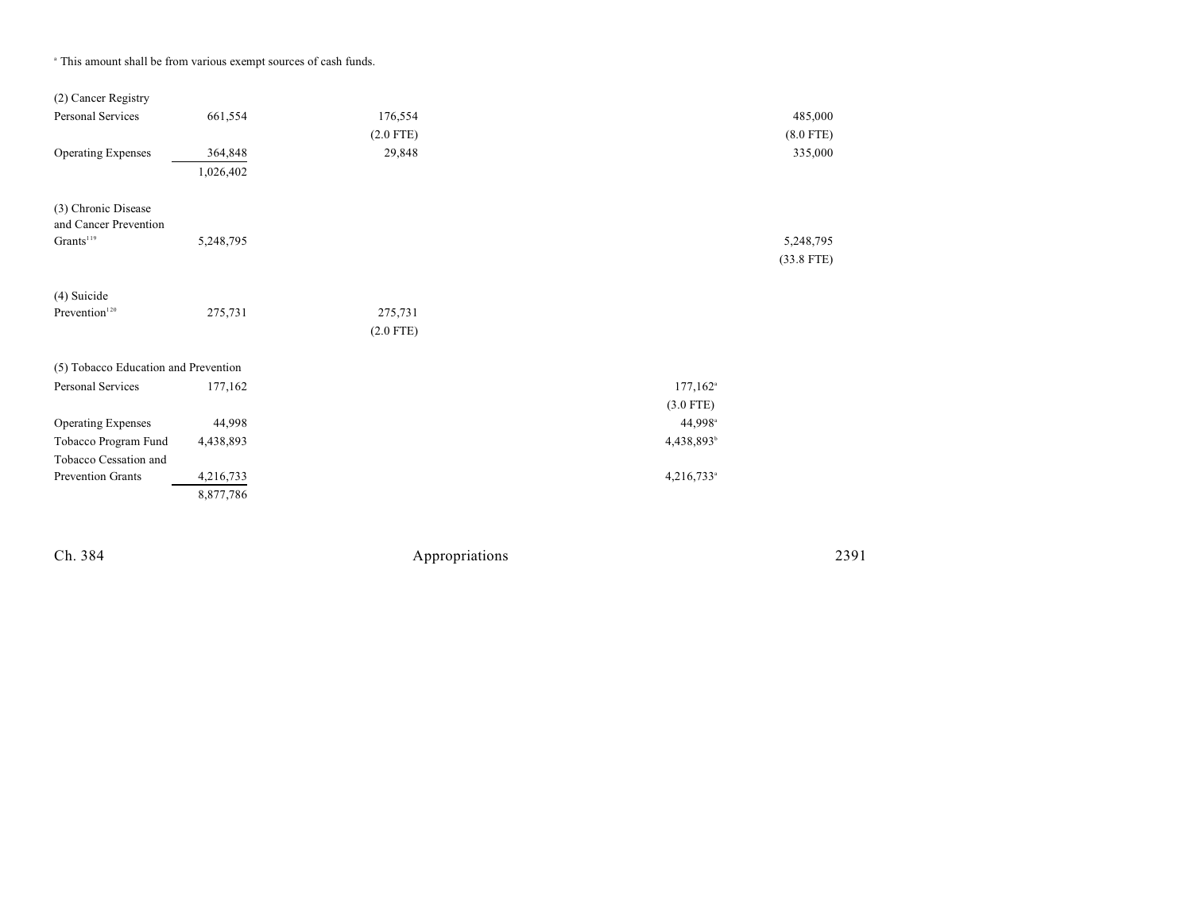[a] This amount shall be from various exempt sources of cash funds.

| | Total | General Fund | Cash Funds | Cash Funds Exempt | Federal Funds |
|---|---|---|---|---|---|
| (2) Cancer Registry | | | | | |
| Personal Services | 661,554 | 176,554 | | | 485,000 |
| | | (2.0 FTE) | | | (8.0 FTE) |
| Operating Expenses | 364,848 | 29,848 | | | 335,000 |
| | 1,026,402 | | | | |
| (3) Chronic Disease and Cancer Prevention Grants[119] | 5,248,795 | | | | 5,248,795 |
| | | | | | (33.8 FTE) |
| (4) Suicide Prevention[120] | 275,731 | 275,731 | | | |
| | | (2.0 FTE) | | | |
| (5) Tobacco Education and Prevention | | | | | |
| Personal Services | 177,162 | | | 177,162[a] | |
| | | | | (3.0 FTE) | |
| Operating Expenses | 44,998 | | | 44,998[a] | |
| Tobacco Program Fund | 4,438,893 | | | 4,438,893[b] | |
| Tobacco Cessation and Prevention Grants | 4,216,733 | | | 4,216,733[a] | |
| | 8,877,786 | | | | |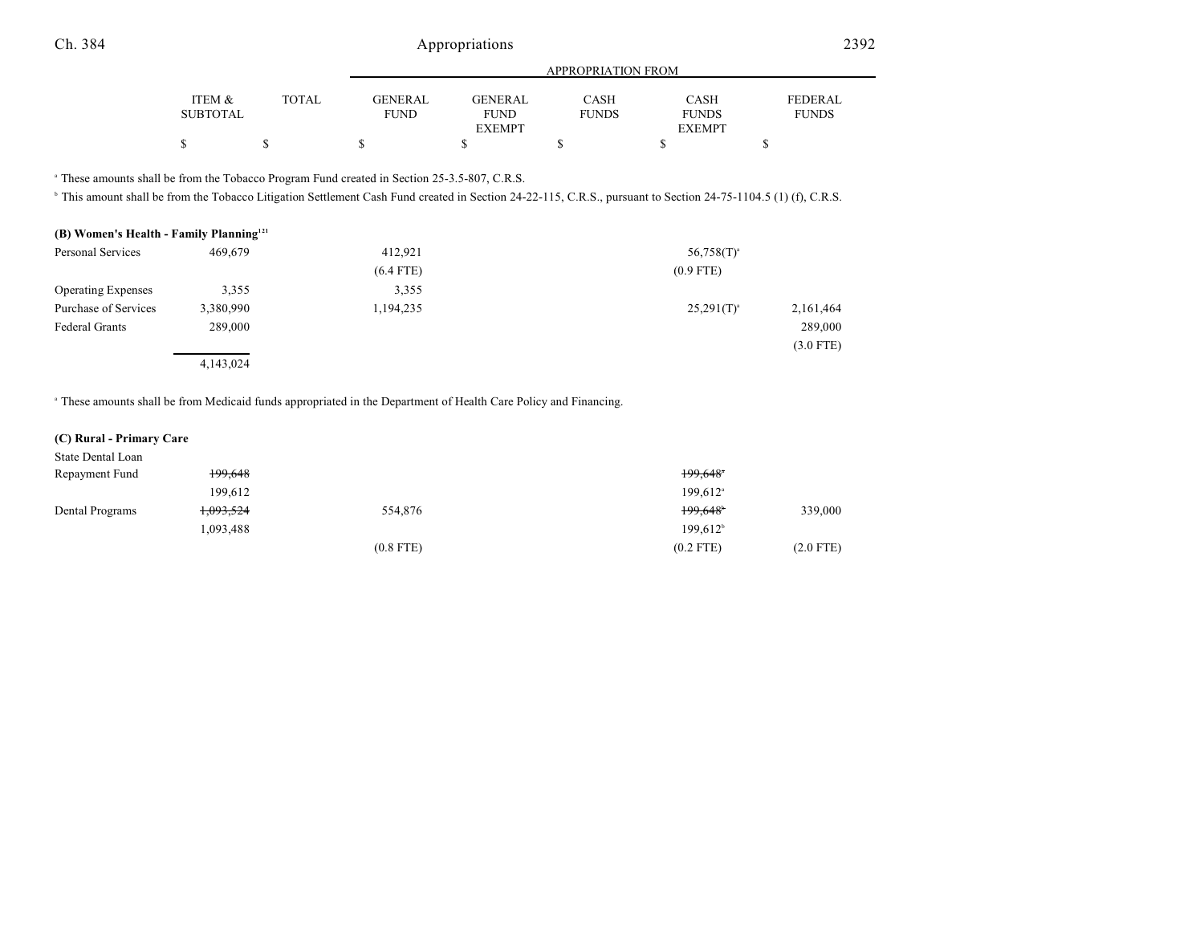| | ITEM & SUBTOTAL | TOTAL | GENERAL FUND | GENERAL FUND EXEMPT | CASH FUNDS | CASH FUNDS EXEMPT | FEDERAL FUNDS |
|---|---|---|---|---|---|---|---|
| | | | APPROPRIATION FROM | | | | |
| | $ | $ | $ | $ | $ | $ | $ |

[a] These amounts shall be from the Tobacco Program Fund created in Section 25-3.5-807, C.R.S.

[b] This amount shall be from the Tobacco Litigation Settlement Cash Fund created in Section 24-22-115, C.R.S., pursuant to Section 24-75-1104.5 (1) (f), C.R.S.

**(B) Women's Health - Family Planning**[121]

| | ITEM & SUBTOTAL | TOTAL | GENERAL FUND | GENERAL FUND EXEMPT | CASH FUNDS | CASH FUNDS EXEMPT | FEDERAL FUNDS |
|---|---|---|---|---|---|---|---|
| Personal Services | 469,679 | | 412,921 | | | 56,758(T)[a] | |
| | | | (6.4 FTE) | | | (0.9 FTE) | |
| Operating Expenses | 3,355 | | 3,355 | | | | |
| Purchase of Services | 3,380,990 | | 1,194,235 | | | 25,291(T)[a] | 2,161,464 |
| Federal Grants | 289,000 | | | | | | 289,000 |
| | | | | | | | (3.0 FTE) |
| | 4,143,024 | | | | | | |

[a] These amounts shall be from Medicaid funds appropriated in the Department of Health Care Policy and Financing.

**(C) Rural - Primary Care**

| | ITEM & SUBTOTAL | TOTAL | GENERAL FUND | GENERAL FUND EXEMPT | CASH FUNDS | CASH FUNDS EXEMPT | FEDERAL FUNDS |
|---|---|---|---|---|---|---|---|
| State Dental Loan Repayment Fund | ~~199,648~~ | | | | | ~~199,648[a]~~ | |
| | 199,612 | | | | | 199,612[a] | |
| Dental Programs | ~~1,093,524~~ | | 554,876 | | | ~~199,648[b]~~ | 339,000 |
| | 1,093,488 | | | | | 199,612[b] | |
| | | | (0.8 FTE) | | | (0.2 FTE) | (2.0 FTE) |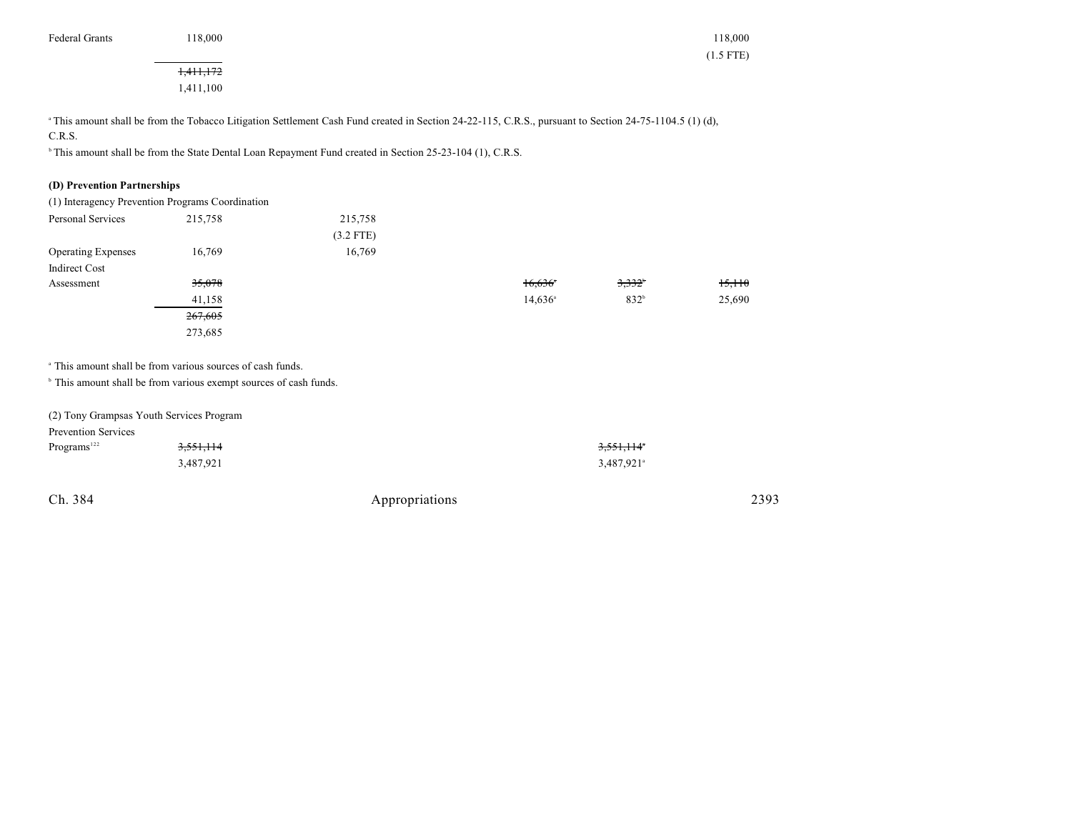| | | | | | | |
|---|---|---|---|---|---|---|
| Federal Grants | 118,000 | | | | | 118,000 (1.5 FTE) |
| | ~~1,411,172~~ 1,411,100 | | | | | |

[a] This amount shall be from the Tobacco Litigation Settlement Cash Fund created in Section 24-22-115, C.R.S., pursuant to Section 24-75-1104.5 (1) (d), C.R.S.
[b] This amount shall be from the State Dental Loan Repayment Fund created in Section 25-23-104 (1), C.R.S.

**(D) Prevention Partnerships**

(1) Interagency Prevention Programs Coordination

| | | | | | | |
|---|---|---|---|---|---|---|
| Personal Services | 215,758 | 215,758 (3.2 FTE) | | | | |
| Operating Expenses | 16,769 | 16,769 | | | | |
| Indirect Cost Assessment | ~~35,078~~ 41,158 | | | ~~16,636~~[a] 14,636[a] | ~~3,332~~[b] 832[b] | ~~15,110~~ 25,690 |
| | ~~267,605~~ 273,685 | | | | | |

[a] This amount shall be from various sources of cash funds.
[b] This amount shall be from various exempt sources of cash funds.

(2) Tony Grampsas Youth Services Program

| | | | | | | |
|---|---|---|---|---|---|---|
| Prevention Services Programs[122] | ~~3,551,114~~ 3,487,921 | | | | ~~3,551,114~~[a] 3,487,921[a] | |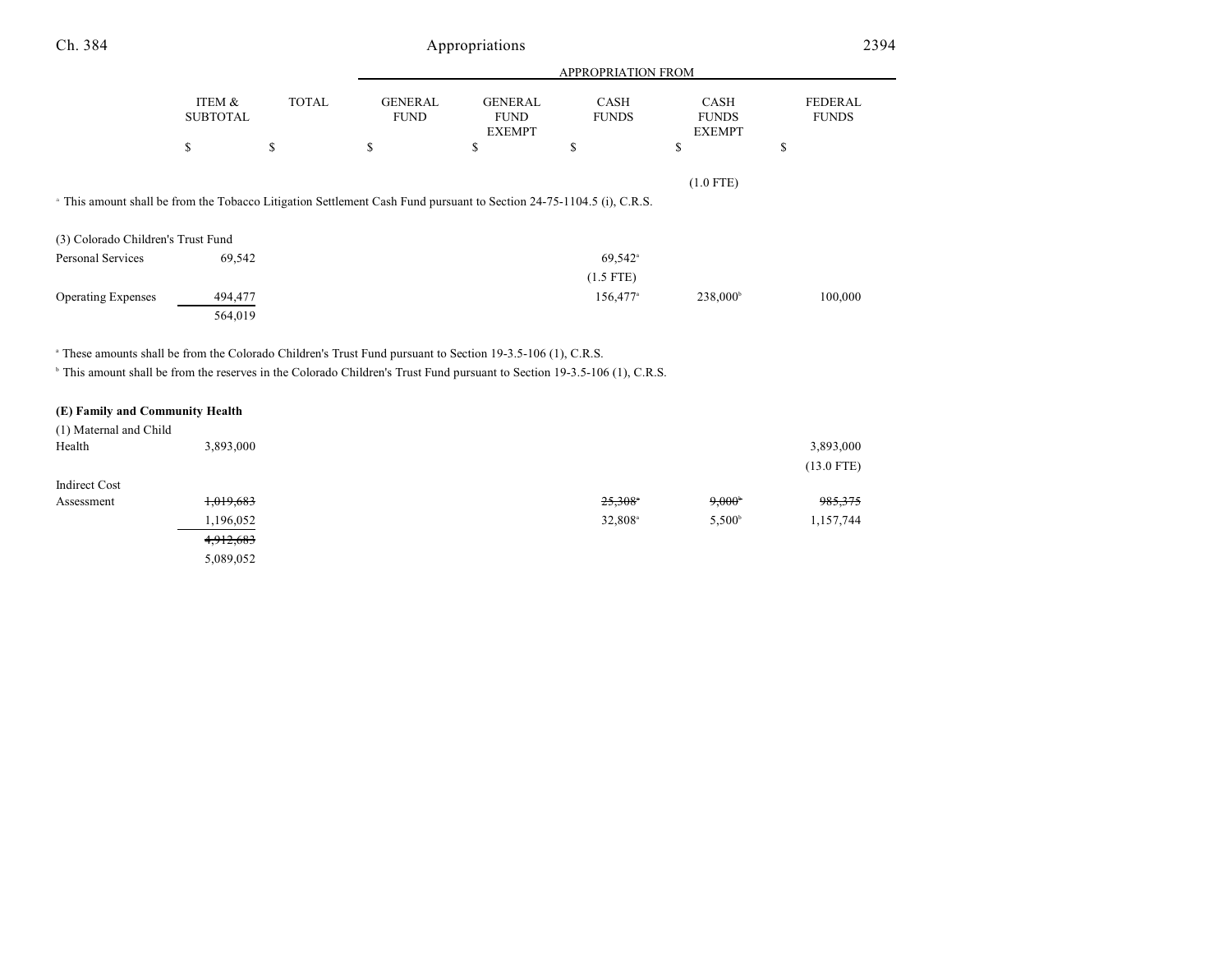| | ITEM & SUBTOTAL | TOTAL | APPROPRIATION FROM GENERAL FUND | GENERAL FUND EXEMPT | CASH FUNDS | CASH FUNDS EXEMPT | FEDERAL FUNDS |
|---|---|---|---|---|---|---|---|
| | $ | $ | $ | $ | $ | $ | $ |
| | | | | | | (1.0 FTE) | |

[a] This amount shall be from the Tobacco Litigation Settlement Cash Fund pursuant to Section 24-75-1104.5 (i), C.R.S.

| | ITEM & SUBTOTAL | TOTAL | GENERAL FUND | GENERAL FUND EXEMPT | CASH FUNDS | CASH FUNDS EXEMPT | FEDERAL FUNDS |
|---|---|---|---|---|---|---|---|
| (3) Colorado Children's Trust Fund | | | | | | | |
| Personal Services | 69,542 | | | | 69,542[a] | | |
| | | | | | (1.5 FTE) | | |
| Operating Expenses | 494,477 | | | | 156,477[a] | 238,000[b] | 100,000 |
| | 564,019 | | | | | | |

[a] These amounts shall be from the Colorado Children's Trust Fund pursuant to Section 19-3.5-106 (1), C.R.S.

[b] This amount shall be from the reserves in the Colorado Children's Trust Fund pursuant to Section 19-3.5-106 (1), C.R.S.

**(E) Family and Community Health**

| | ITEM & SUBTOTAL | TOTAL | GENERAL FUND | GENERAL FUND EXEMPT | CASH FUNDS | CASH FUNDS EXEMPT | FEDERAL FUNDS |
|---|---|---|---|---|---|---|---|
| (1) Maternal and Child Health | 3,893,000 | | | | | | 3,893,000 |
| | | | | | | | (13.0 FTE) |
| Indirect Cost Assessment | ~~1,019,683~~ | | | | ~~25,308~~[a] | ~~9,000~~[b] | ~~985,375~~ |
| | 1,196,052 | | | | 32,808[a] | 5,500[b] | 1,157,744 |
| | ~~4,912,683~~ | | | | | | |
| | 5,089,052 | | | | | | |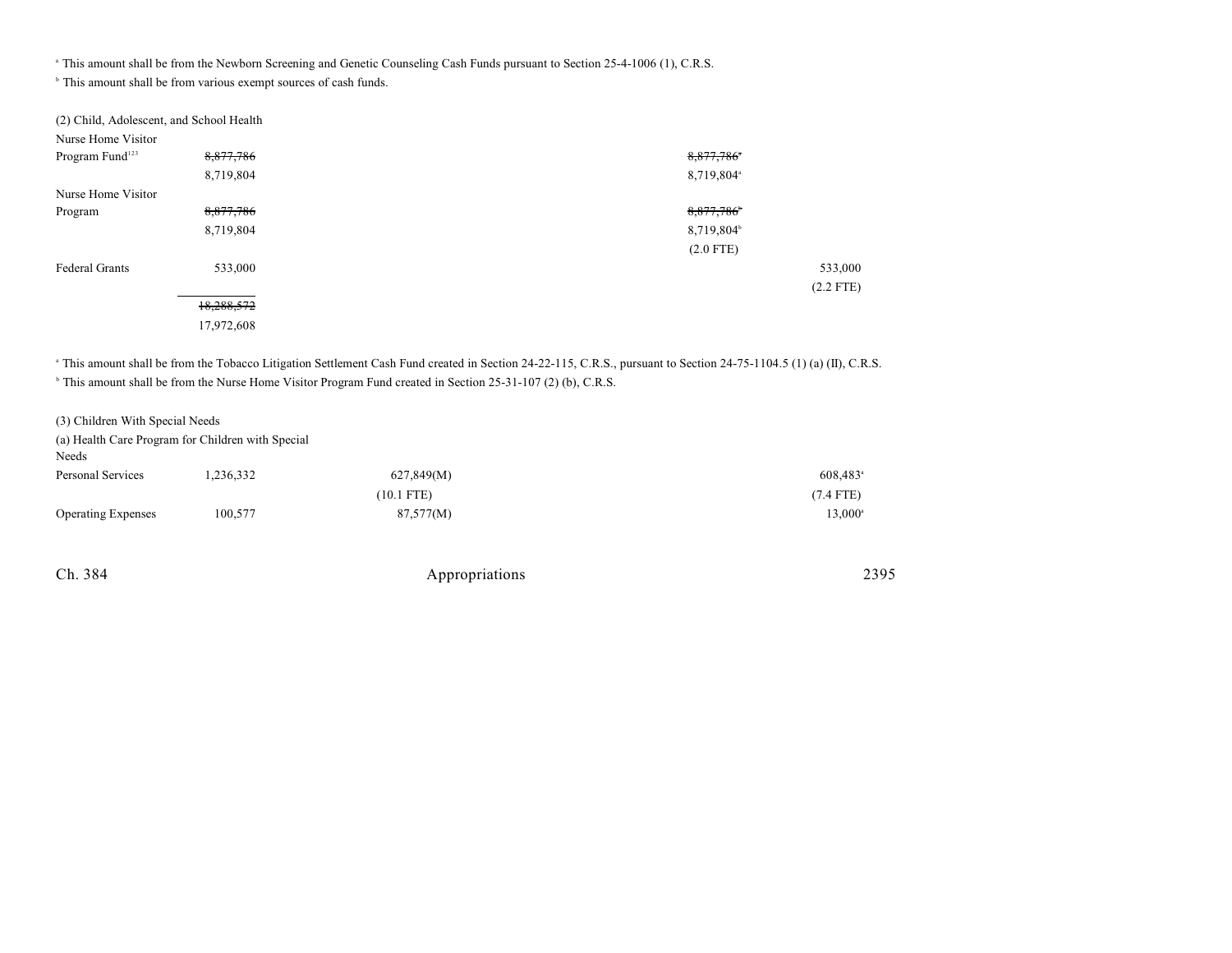[a] This amount shall be from the Newborn Screening and Genetic Counseling Cash Funds pursuant to Section 25-4-1006 (1), C.R.S.
[b] This amount shall be from various exempt sources of cash funds.

(2) Child, Adolescent, and School Health

| | Total | General Fund | Cash Funds | Cash Funds Exempt | Federal Funds |
|---|---|---|---|---|---|
| Nurse Home Visitor Program Fund[123] | ~~8,877,786~~ 8,719,804 | | | ~~8,877,786~~[a] 8,719,804[a] | |
| Nurse Home Visitor Program | ~~8,877,786~~ 8,719,804 | | | ~~8,877,786~~[b] 8,719,804[b] (2.0 FTE) | |
| Federal Grants | 533,000 | | | | 533,000 (2.2 FTE) |
| | ~~18,288,572~~ 17,972,608 | | | | |

[a] This amount shall be from the Tobacco Litigation Settlement Cash Fund created in Section 24-22-115, C.R.S., pursuant to Section 24-75-1104.5 (1) (a) (II), C.R.S.
[b] This amount shall be from the Nurse Home Visitor Program Fund created in Section 25-31-107 (2) (b), C.R.S.

(3) Children With Special Needs
(a) Health Care Program for Children with Special Needs

| | Total | General Fund | Cash Funds | Cash Funds Exempt | Federal Funds |
|---|---|---|---|---|---|
| Personal Services | 1,236,332 | 627,849(M) (10.1 FTE) | | | 608,483[a] (7.4 FTE) |
| Operating Expenses | 100,577 | 87,577(M) | | | 13,000[a] |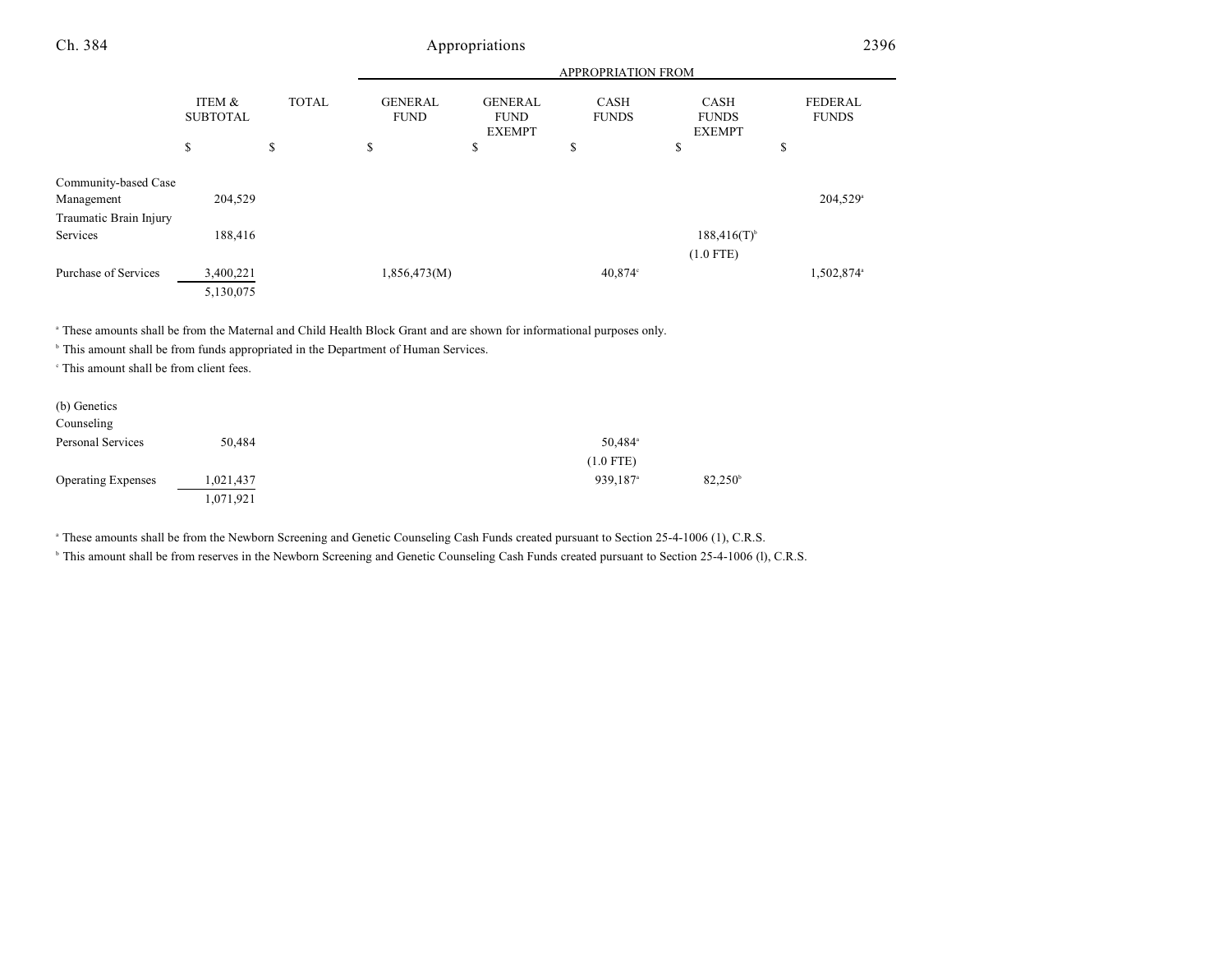| | ITEM & SUBTOTAL | TOTAL | APPROPRIATION FROM GENERAL FUND | GENERAL FUND EXEMPT | CASH FUNDS | CASH FUNDS EXEMPT | FEDERAL FUNDS |
|---|---|---|---|---|---|---|---|
| | $ | $ | $ | $ | $ | $ | $ |
| Community-based Case Management | 204,529 | | | | | | 204,529[a] |
| Traumatic Brain Injury Services | 188,416 | | | | | 188,416(T)[b] (1.0 FTE) | |
| Purchase of Services | 3,400,221 | | 1,856,473(M) | | 40,874[c] | | 1,502,874[a] |
| | 5,130,075 | | | | | | |

[a] These amounts shall be from the Maternal and Child Health Block Grant and are shown for informational purposes only.

[b] This amount shall be from funds appropriated in the Department of Human Services.

[c] This amount shall be from client fees.

| | ITEM & SUBTOTAL | TOTAL | GENERAL FUND | GENERAL FUND EXEMPT | CASH FUNDS | CASH FUNDS EXEMPT | FEDERAL FUNDS |
|---|---|---|---|---|---|---|---|
| (b) Genetics Counseling | | | | | | | |
| Personal Services | 50,484 | | | | 50,484[a] (1.0 FTE) | | |
| Operating Expenses | 1,021,437 | | | | 939,187[a] | 82,250[b] | |
| | 1,071,921 | | | | | | |

[a] These amounts shall be from the Newborn Screening and Genetic Counseling Cash Funds created pursuant to Section 25-4-1006 (1), C.R.S.

[b] This amount shall be from reserves in the Newborn Screening and Genetic Counseling Cash Funds created pursuant to Section 25-4-1006 (l), C.R.S.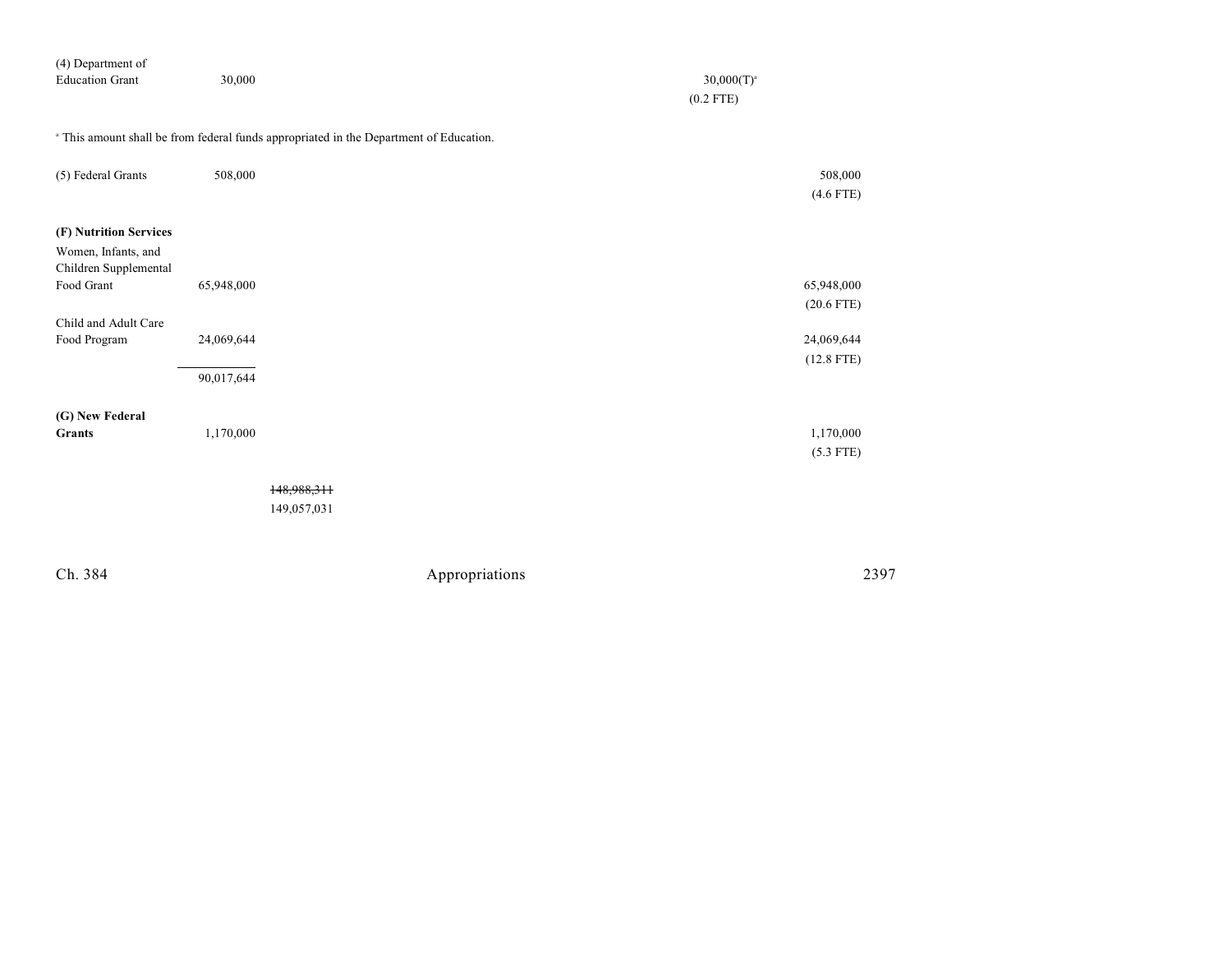| | | | | | | |
|---|---|---|---|---|---|---|
| (4) Department of Education Grant | 30,000 | | | | 30,000(T)[a] (0.2 FTE) | |

[a] This amount shall be from federal funds appropriated in the Department of Education.

| | | | | | | |
|---|---|---|---|---|---|---|
| (5) Federal Grants | 508,000 | | | | | 508,000 (4.6 FTE) |
| **(F) Nutrition Services** | | | | | | |
| Women, Infants, and Children Supplemental Food Grant | 65,948,000 | | | | | 65,948,000 (20.6 FTE) |
| Child and Adult Care Food Program | 24,069,644 | | | | | 24,069,644 (12.8 FTE) |
| | 90,017,644 | | | | | |
| **(G) New Federal Grants** | 1,170,000 | | | | | 1,170,000 (5.3 FTE) |
| | | ~~148,988,311~~ 149,057,031 | | | | |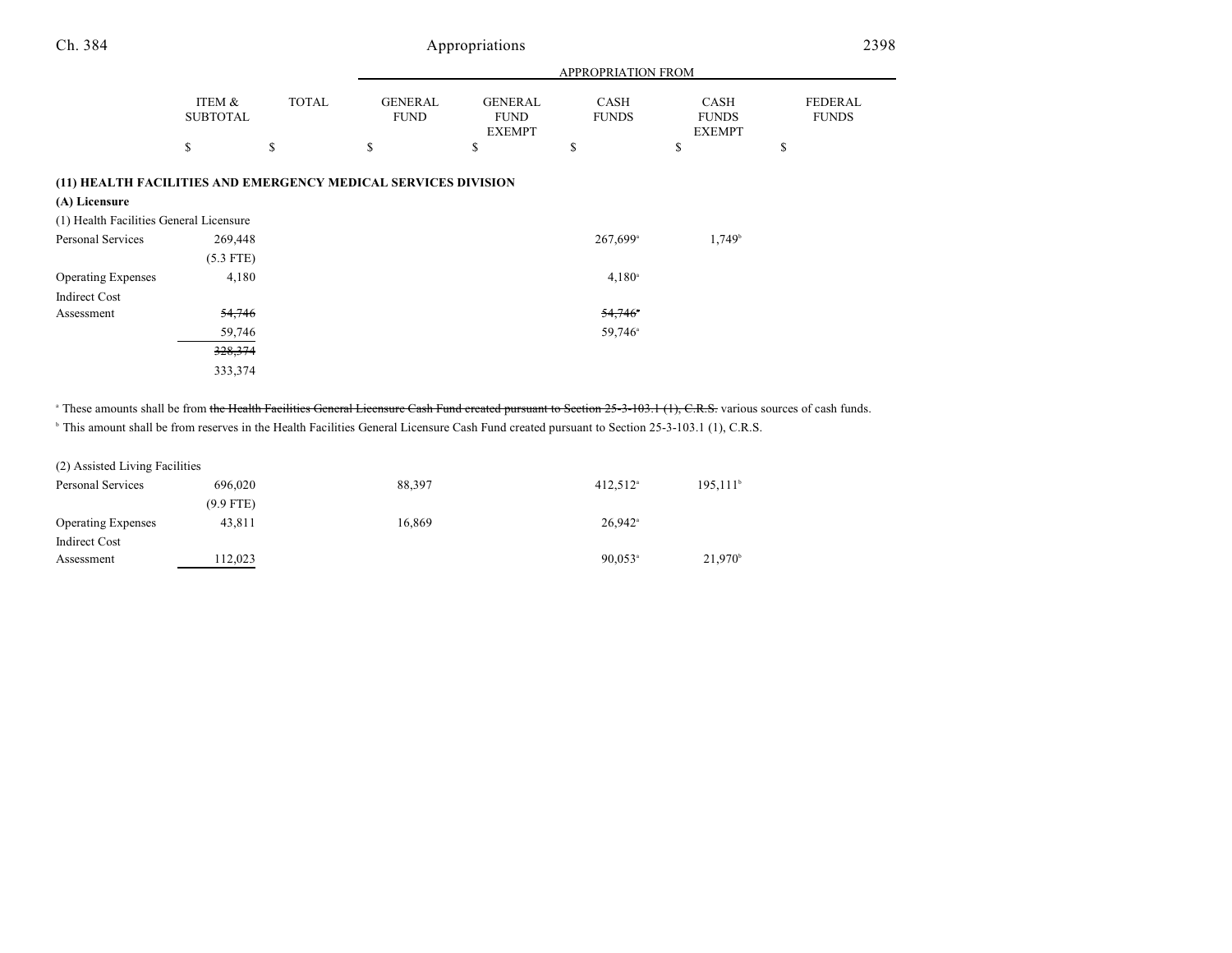| | ITEM & SUBTOTAL | TOTAL | GENERAL FUND | GENERAL FUND EXEMPT | CASH FUNDS | CASH FUNDS EXEMPT | FEDERAL FUNDS |
|---|---|---|---|---|---|---|---|
| | | | APPROPRIATION FROM | | | | |
| | $ | $ | $ | $ | $ | $ | $ |

**(11) HEALTH FACILITIES AND EMERGENCY MEDICAL SERVICES DIVISION**

**(A) Licensure**

(1) Health Facilities General Licensure

| | ITEM & SUBTOTAL | TOTAL | GENERAL FUND | GENERAL FUND EXEMPT | CASH FUNDS | CASH FUNDS EXEMPT | FEDERAL FUNDS |
|---|---|---|---|---|---|---|---|
| Personal Services | 269,448 | | | | 267,699[a] | 1,749[b] | |
| | (5.3 FTE) | | | | | | |
| Operating Expenses | 4,180 | | | | 4,180[a] | | |
| Indirect Cost Assessment | ~~54,746~~ | | | | ~~54,746[a]~~ | | |
| | 59,746 | | | | 59,746[a] | | |
| | ~~328,374~~ | | | | | | |
| | 333,374 | | | | | | |

[a] These amounts shall be from ~~the Health Facilities General Licensure Cash Fund created pursuant to Section 25-3-103.1 (1), C.R.S.~~ various sources of cash funds.

[b] This amount shall be from reserves in the Health Facilities General Licensure Cash Fund created pursuant to Section 25-3-103.1 (1), C.R.S.

(2) Assisted Living Facilities

| | ITEM & SUBTOTAL | TOTAL | GENERAL FUND | GENERAL FUND EXEMPT | CASH FUNDS | CASH FUNDS EXEMPT | FEDERAL FUNDS |
|---|---|---|---|---|---|---|---|
| Personal Services | 696,020 | | 88,397 | | 412,512[a] | 195,111[b] | |
| | (9.9 FTE) | | | | | | |
| Operating Expenses | 43,811 | | 16,869 | | 26,942[a] | | |
| Indirect Cost Assessment | 112,023 | | | | 90,053[a] | 21,970[b] | |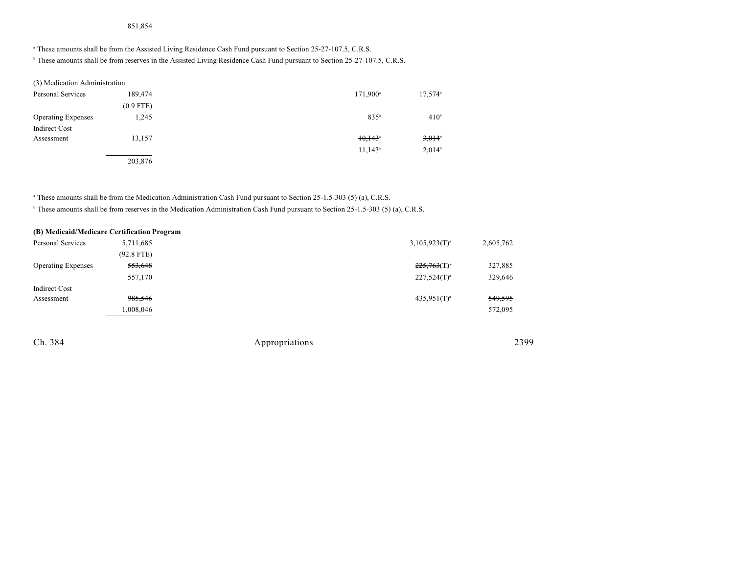851,854

[a] These amounts shall be from the Assisted Living Residence Cash Fund pursuant to Section 25-27-107.5, C.R.S.
[b] These amounts shall be from reserves in the Assisted Living Residence Cash Fund pursuant to Section 25-27-107.5, C.R.S.

| | | | | |
|---|---|---|---|---|
| (3) Medication Administration | | | | |
| Personal Services | 189,474 | | 171,900[a] | 17,574[b] |
| | (0.9 FTE) | | | |
| Operating Expenses | 1,245 | | 835[a] | 410[b] |
| Indirect Cost Assessment | 13,157 | | ~~10,143[a]~~ | ~~3,014[b]~~ |
| | | | 11,143[a] | 2,014[b] |
| | 203,876 | | | |

[a] These amounts shall be from the Medication Administration Cash Fund pursuant to Section 25-1.5-303 (5) (a), C.R.S.
[b] These amounts shall be from reserves in the Medication Administration Cash Fund pursuant to Section 25-1.5-303 (5) (a), C.R.S.

| | | | | |
|---|---|---|---|---|
| **(B) Medicaid/Medicare Certification Program** | | | | |
| Personal Services | 5,711,685 | | 3,105,923(T)[a] | 2,605,762 |
| | (92.8 FTE) | | | |
| Operating Expenses | ~~553,648~~ | | ~~225,763(T)[a]~~ | 327,885 |
| | 557,170 | | 227,524(T)[a] | 329,646 |
| Indirect Cost Assessment | ~~985,546~~ | | 435,951(T)[a] | ~~549,595~~ |
| | 1,008,046 | | | 572,095 |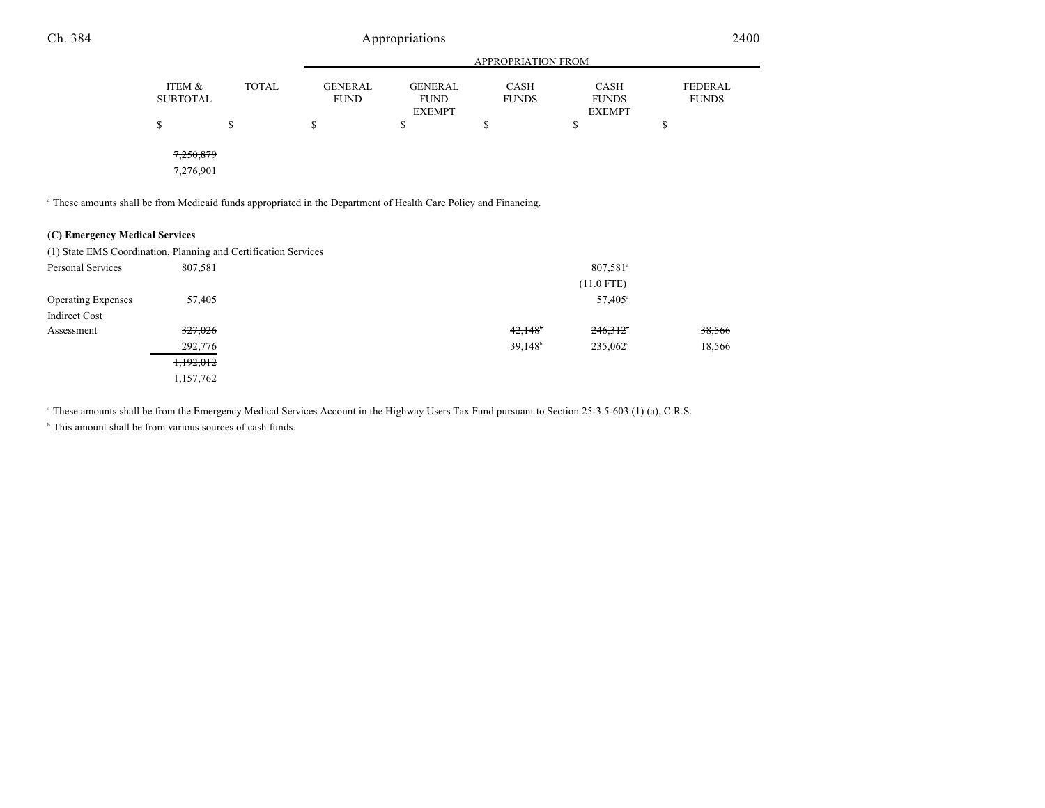| | ITEM & SUBTOTAL | TOTAL | APPROPRIATION FROM GENERAL FUND | GENERAL FUND EXEMPT | CASH FUNDS | CASH FUNDS EXEMPT | FEDERAL FUNDS |
|---|---|---|---|---|---|---|---|
| | $ | $ | $ | $ | $ | $ | $ |
| | ~~7,250,879~~ | | | | | | |
| | 7,276,901 | | | | | | |

[a] These amounts shall be from Medicaid funds appropriated in the Department of Health Care Policy and Financing.

**(C) Emergency Medical Services**

(1) State EMS Coordination, Planning and Certification Services

| | ITEM & SUBTOTAL | TOTAL | GENERAL FUND | GENERAL FUND EXEMPT | CASH FUNDS | CASH FUNDS EXEMPT | FEDERAL FUNDS |
|---|---|---|---|---|---|---|---|
| Personal Services | 807,581 | | | | | 807,581[a] | |
| | | | | | | (11.0 FTE) | |
| Operating Expenses | 57,405 | | | | | 57,405[a] | |
| Indirect Cost Assessment | ~~327,026~~ | | | | ~~42,148~~[b] | ~~246,312~~[a] | ~~38,566~~ |
| | 292,776 | | | | 39,148[b] | 235,062[a] | 18,566 |
| | ~~1,192,012~~ | | | | | | |
| | 1,157,762 | | | | | | |

[a] These amounts shall be from the Emergency Medical Services Account in the Highway Users Tax Fund pursuant to Section 25-3.5-603 (1) (a), C.R.S.

[b] This amount shall be from various sources of cash funds.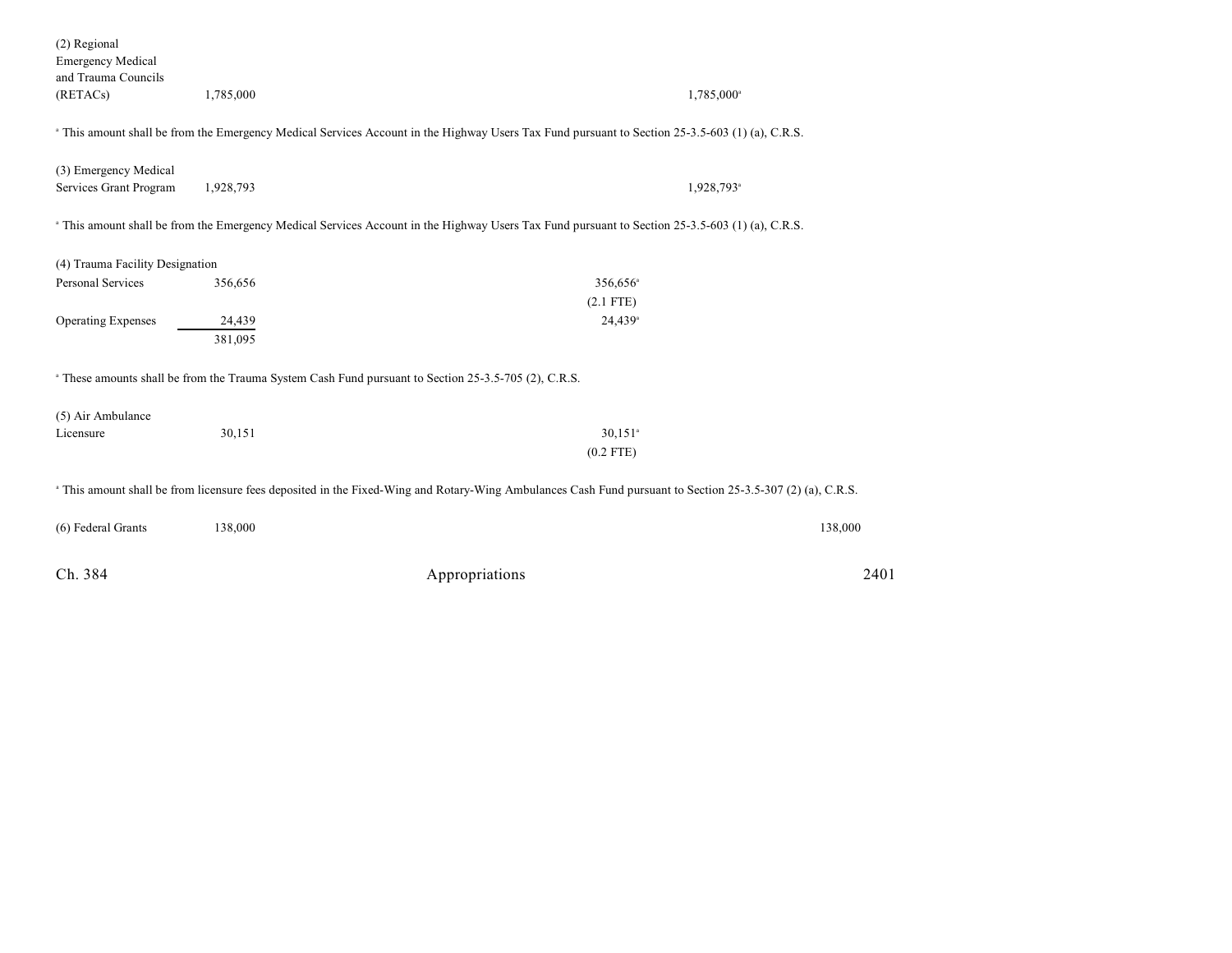| | | | | | |
|---|---|---|---|---|---|
| (2) Regional Emergency Medical and Trauma Councils (RETACs) | 1,785,000 | | | 1,785,000[a] | |

[a] This amount shall be from the Emergency Medical Services Account in the Highway Users Tax Fund pursuant to Section 25-3.5-603 (1) (a), C.R.S.

| | | | | | |
|---|---|---|---|---|---|
| (3) Emergency Medical Services Grant Program | 1,928,793 | | | 1,928,793[a] | |

[a] This amount shall be from the Emergency Medical Services Account in the Highway Users Tax Fund pursuant to Section 25-3.5-603 (1) (a), C.R.S.

| | | | | | |
|---|---|---|---|---|---|
| (4) Trauma Facility Designation | | | | | |
| Personal Services | 356,656 | | 356,656[a] | | |
| | | | (2.1 FTE) | | |
| Operating Expenses | 24,439 | | 24,439[a] | | |
| | 381,095 | | | | |

[a] These amounts shall be from the Trauma System Cash Fund pursuant to Section 25-3.5-705 (2), C.R.S.

| | | | | | |
|---|---|---|---|---|---|
| (5) Air Ambulance Licensure | 30,151 | | 30,151[a] | | |
| | | | (0.2 FTE) | | |

[a] This amount shall be from licensure fees deposited in the Fixed-Wing and Rotary-Wing Ambulances Cash Fund pursuant to Section 25-3.5-307 (2) (a), C.R.S.

| | | | | | |
|---|---|---|---|---|---|
| (6) Federal Grants | 138,000 | | | | 138,000 |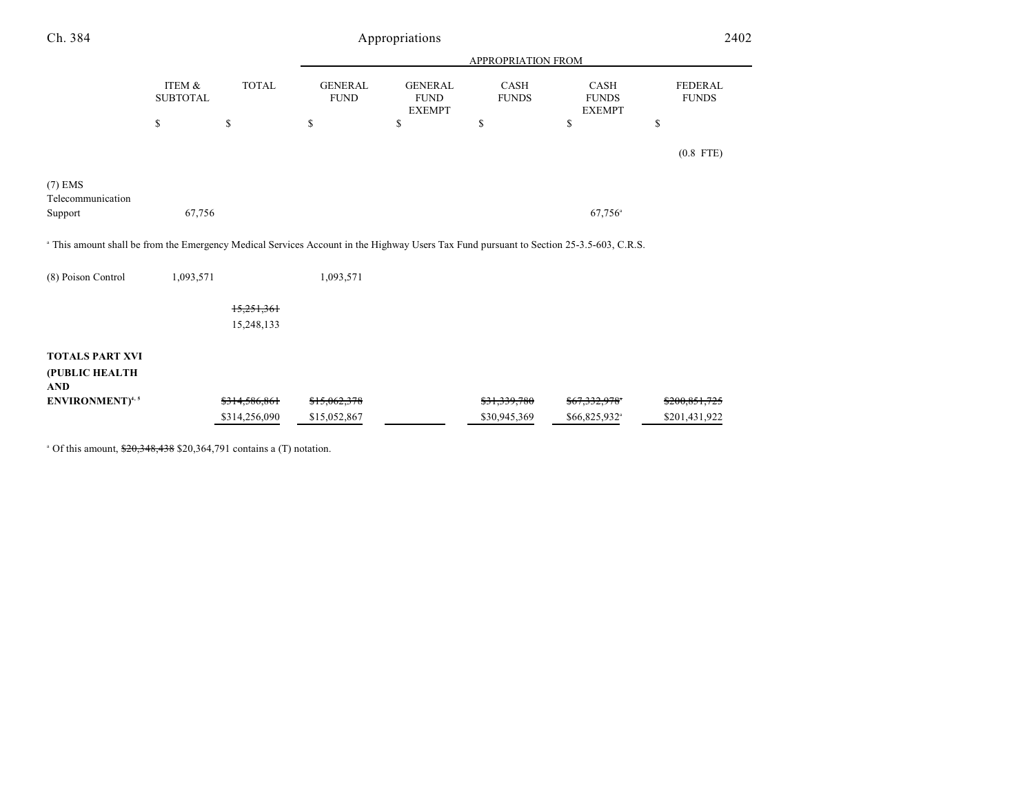| | ITEM & SUBTOTAL | TOTAL | APPROPRIATION FROM GENERAL FUND | GENERAL FUND EXEMPT | CASH FUNDS | CASH FUNDS EXEMPT | FEDERAL FUNDS |
|---|---|---|---|---|---|---|---|
| | $ | $ | $ | $ | $ | $ | $ |
| | | | | | | | (0.8 FTE) |
| (7) EMS Telecommunication Support | 67,756 | | | | | 67,756[a] | |

[a] This amount shall be from the Emergency Medical Services Account in the Highway Users Tax Fund pursuant to Section 25-3.5-603, C.R.S.

| | ITEM & SUBTOTAL | TOTAL | GENERAL FUND | GENERAL FUND EXEMPT | CASH FUNDS | CASH FUNDS EXEMPT | FEDERAL FUNDS |
|---|---|---|---|---|---|---|---|
| (8) Poison Control | 1,093,571 | | 1,093,571 | | | | |
| | | ~~15,251,361~~ 15,248,133 | | | | | |
| **TOTALS PART XVI (PUBLIC HEALTH AND ENVIRONMENT)**[4, 5] | | ~~$314,586,861~~ $314,256,090 | ~~$15,062,378~~ $15,052,867 | | ~~$31,339,780~~ $30,945,369 | ~~$67,332,978~~[a] $66,825,932[a] | ~~$200,851,725~~ $201,431,922 |

[a] Of this amount, ~~$20,348,438~~ $20,364,791 contains a (T) notation.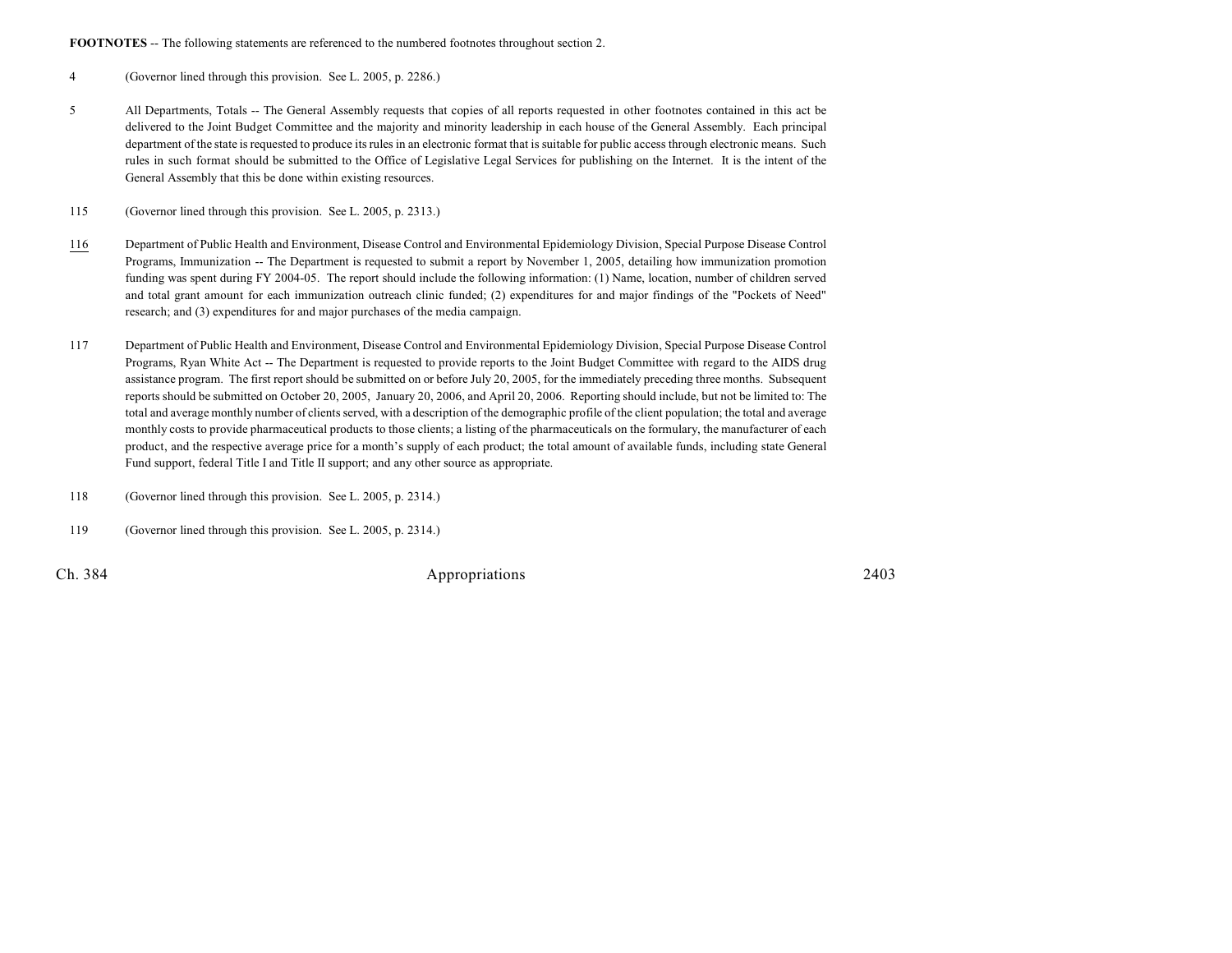**FOOTNOTES** -- The following statements are referenced to the numbered footnotes throughout section 2.

4 (Governor lined through this provision. See L. 2005, p. 2286.)

5 All Departments, Totals -- The General Assembly requests that copies of all reports requested in other footnotes contained in this act be delivered to the Joint Budget Committee and the majority and minority leadership in each house of the General Assembly. Each principal department of the state is requested to produce its rules in an electronic format that is suitable for public access through electronic means. Such rules in such format should be submitted to the Office of Legislative Legal Services for publishing on the Internet. It is the intent of the General Assembly that this be done within existing resources.

115 (Governor lined through this provision. See L. 2005, p. 2313.)

116 Department of Public Health and Environment, Disease Control and Environmental Epidemiology Division, Special Purpose Disease Control Programs, Immunization -- The Department is requested to submit a report by November 1, 2005, detailing how immunization promotion funding was spent during FY 2004-05. The report should include the following information: (1) Name, location, number of children served and total grant amount for each immunization outreach clinic funded; (2) expenditures for and major findings of the "Pockets of Need" research; and (3) expenditures for and major purchases of the media campaign.

117 Department of Public Health and Environment, Disease Control and Environmental Epidemiology Division, Special Purpose Disease Control Programs, Ryan White Act -- The Department is requested to provide reports to the Joint Budget Committee with regard to the AIDS drug assistance program. The first report should be submitted on or before July 20, 2005, for the immediately preceding three months. Subsequent reports should be submitted on October 20, 2005, January 20, 2006, and April 20, 2006. Reporting should include, but not be limited to: The total and average monthly number of clients served, with a description of the demographic profile of the client population; the total and average monthly costs to provide pharmaceutical products to those clients; a listing of the pharmaceuticals on the formulary, the manufacturer of each product, and the respective average price for a month's supply of each product; the total amount of available funds, including state General Fund support, federal Title I and Title II support; and any other source as appropriate.

118 (Governor lined through this provision. See L. 2005, p. 2314.)

119 (Governor lined through this provision. See L. 2005, p. 2314.)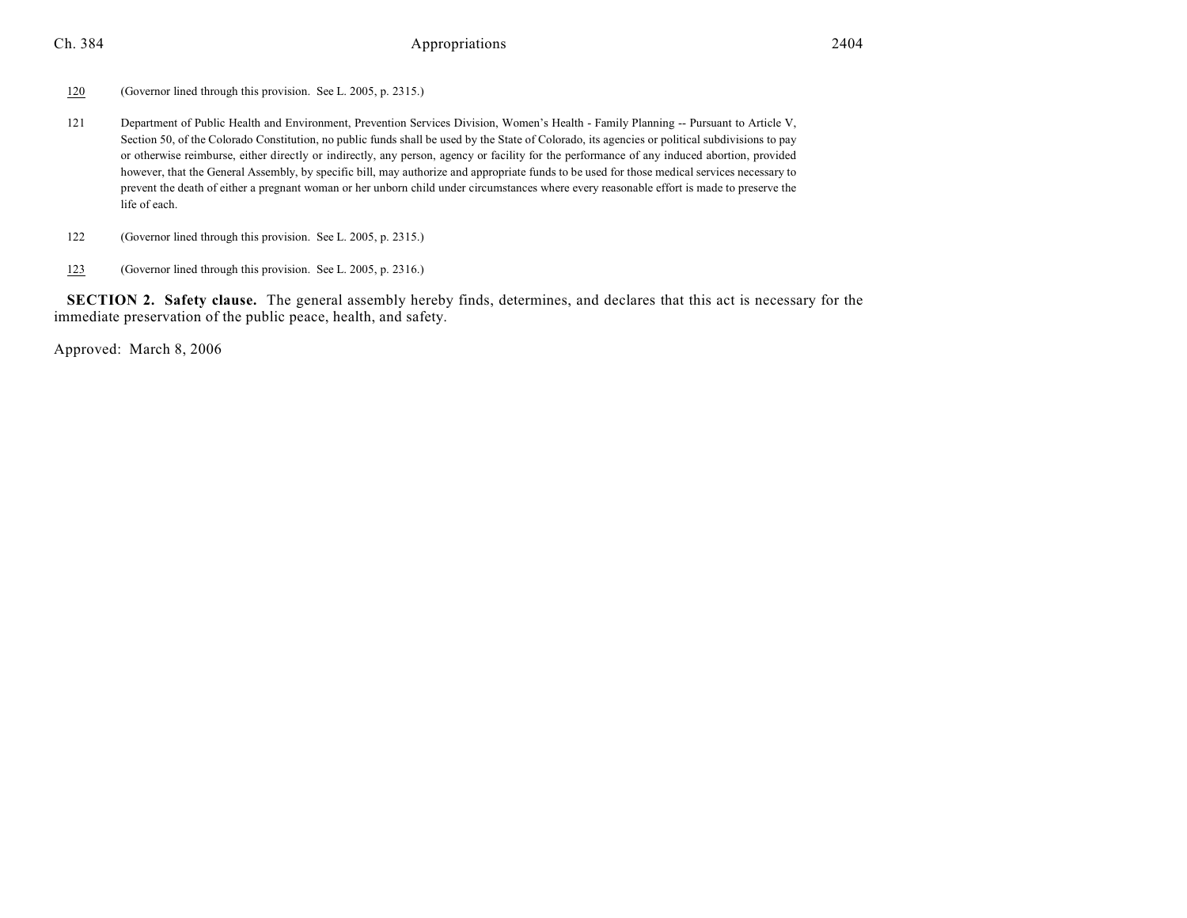<u>120</u> (Governor lined through this provision. See L. 2005, p. 2315.)

121 Department of Public Health and Environment, Prevention Services Division, Women's Health - Family Planning -- Pursuant to Article V, Section 50, of the Colorado Constitution, no public funds shall be used by the State of Colorado, its agencies or political subdivisions to pay or otherwise reimburse, either directly or indirectly, any person, agency or facility for the performance of any induced abortion, provided however, that the General Assembly, by specific bill, may authorize and appropriate funds to be used for those medical services necessary to prevent the death of either a pregnant woman or her unborn child under circumstances where every reasonable effort is made to preserve the life of each.

122 (Governor lined through this provision. See L. 2005, p. 2315.)

<u>123</u> (Governor lined through this provision. See L. 2005, p. 2316.)

**SECTION 2. Safety clause.** The general assembly hereby finds, determines, and declares that this act is necessary for the immediate preservation of the public peace, health, and safety.

Approved: March 8, 2006